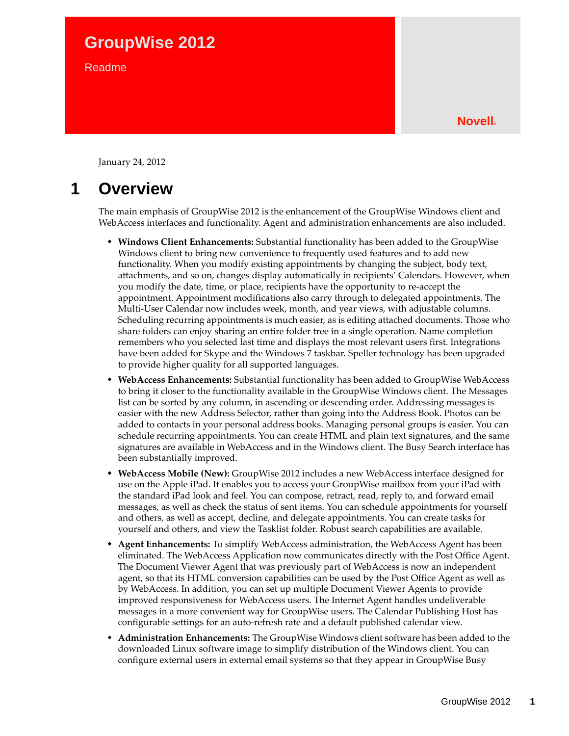# GroupWise 2012

Readme

Novell®

January 24, 2012

## 1 Overview

The main emphasis of GroupWise 2012 is the enhancement of the GroupWise Windows client and WebAccess interfaces and functionality. Agent and administration enhancements are also included.

- **Windows Client Enhancements:** Substantial functionality has been added to the GroupWise Windows client to bring new convenience to frequently used features and to add new functionality. When you modify existing appointments by changing the subject, body text, attachments, and so on, changes display automatically in recipients' Calendars. However, when you modify the date, time, or place, recipients have the opportunity to re-accept the appointment. Appointment modifications also carry through to delegated appointments. The Multi-User Calendar now includes week, month, and year views, with adjustable columns. Scheduling recurring appointments is much easier, as is editing attached documents. Those who share folders can enjoy sharing an entire folder tree in a single operation. Name completion remembers who you selected last time and displays the most relevant users first. Integrations have been added for Skype and the Windows 7 taskbar. Speller technology has been upgraded to provide higher quality for all supported languages.
- **WebAccess Enhancements:** Substantial functionality has been added to GroupWise WebAccess to bring it closer to the functionality available in the GroupWise Windows client. The Messages list can be sorted by any column, in ascending or descending order. Addressing messages is easier with the new Address Selector, rather than going into the Address Book. Photos can be added to contacts in your personal address books. Managing personal groups is easier. You can schedule recurring appointments. You can create HTML and plain text signatures, and the same signatures are available in WebAccess and in the Windows client. The Busy Search interface has been substantially improved.
- **WebAccess Mobile (New):** GroupWise 2012 includes a new WebAccess interface designed for use on the Apple iPad. It enables you to access your GroupWise mailbox from your iPad with the standard iPad look and feel. You can compose, retract, read, reply to, and forward email messages, as well as check the status of sent items. You can schedule appointments for yourself and others, as well as accept, decline, and delegate appointments. You can create tasks for yourself and others, and view the Tasklist folder. Robust search capabilities are available.
- **Agent Enhancements:** To simplify WebAccess administration, the WebAccess Agent has been eliminated. The WebAccess Application now communicates directly with the Post Office Agent. The Document Viewer Agent that was previously part of WebAccess is now an independent agent, so that its HTML conversion capabilities can be used by the Post Office Agent as well as by WebAccess. In addition, you can set up multiple Document Viewer Agents to provide improved responsiveness for WebAccess users. The Internet Agent handles undeliverable messages in a more convenient way for GroupWise users. The Calendar Publishing Host has configurable settings for an auto-refresh rate and a default published calendar view.
- **Administration Enhancements:** The GroupWise Windows client software has been added to the downloaded Linux software image to simplify distribution of the Windows client. You can configure external users in external email systems so that they appear in GroupWise Busy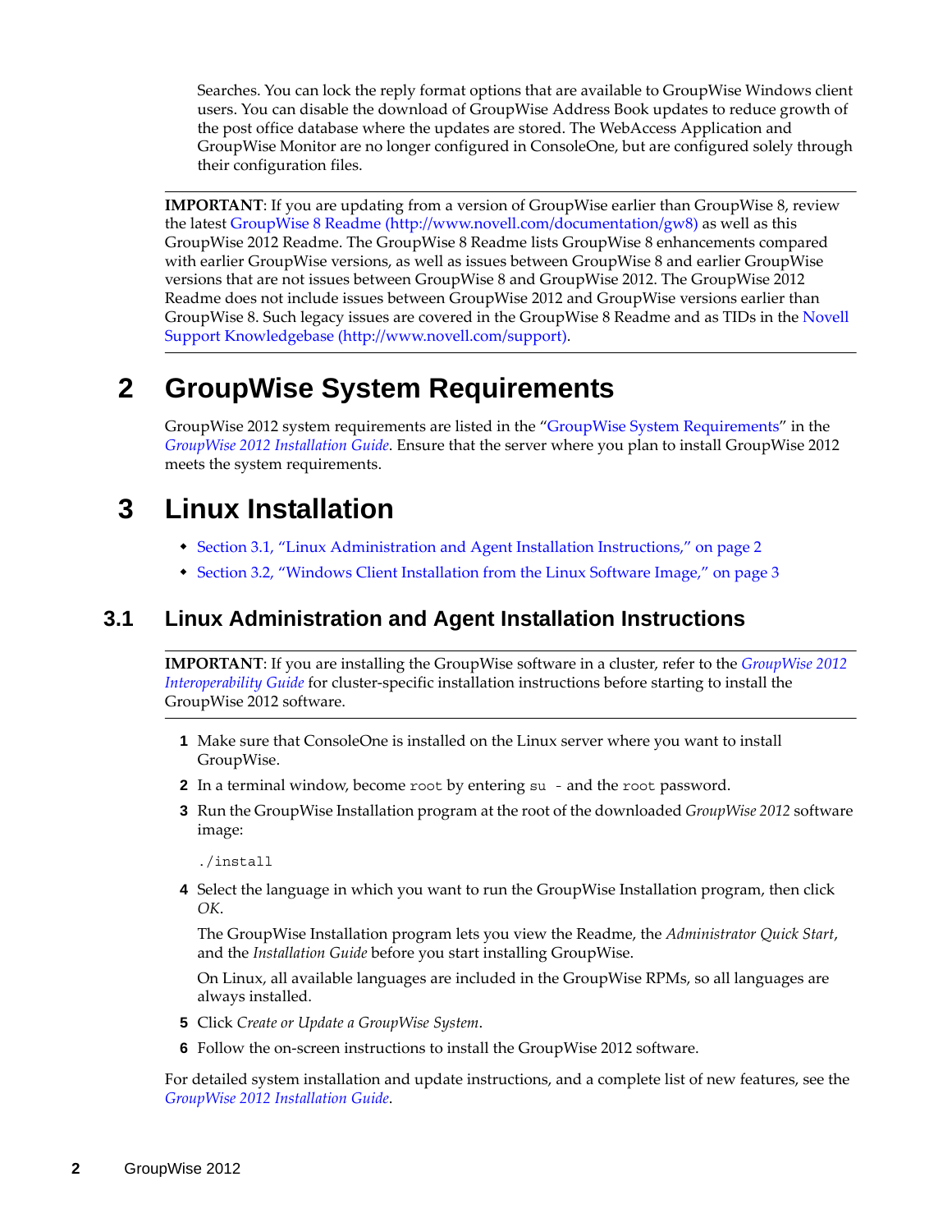Searches. You can lock the reply format options that are available to GroupWise Windows client users. You can disable the download of GroupWise Address Book updates to reduce growth of the post office database where the updates are stored. The WebAccess Application and GroupWise Monitor are no longer configured in ConsoleOne, but are configured solely through their configuration files.

---

**IMPORTANT**: If you are updating from a version of GroupWise earlier than GroupWise 8, review the latest GroupWise 8 Readme (http://www.novell.com/documentation/gw8) as well as this GroupWise 2012 Readme. The GroupWise 8 Readme lists GroupWise 8 enhancements compared with earlier GroupWise versions, as well as issues between GroupWise 8 and earlier GroupWise versions that are not issues between GroupWise 8 and GroupWise 2012. The GroupWise 2012 Readme does not include issues between GroupWise 2012 and GroupWise versions earlier than GroupWise 8. Such legacy issues are covered in the GroupWise 8 Readme and as TIDs in the Novell Support Knowledgebase (http://www.novell.com/support).

---

# 2 GroupWise System Requirements

GroupWise 2012 system requirements are listed in the "GroupWise System Requirements" in the *GroupWise 2012 Installation Guide*. Ensure that the server where you plan to install GroupWise 2012 meets the system requirements.

# 3 Linux Installation

- Section 3.1, "Linux Administration and Agent Installation Instructions," on page 2
- Section 3.2, "Windows Client Installation from the Linux Software Image," on page 3

## 3.1 Linux Administration and Agent Installation Instructions

---

**IMPORTANT**: If you are installing the GroupWise software in a cluster, refer to the *GroupWise 2012 Interoperability Guide* for cluster-specific installation instructions before starting to install the GroupWise 2012 software.

---

1. Make sure that ConsoleOne is installed on the Linux server where you want to install GroupWise.
2. In a terminal window, become `root` by entering `su -` and the `root` password.
3. Run the GroupWise Installation program at the root of the downloaded *GroupWise 2012* software image:

   ```
   ./install
   ```

4. Select the language in which you want to run the GroupWise Installation program, then click *OK*.

   The GroupWise Installation program lets you view the Readme, the *Administrator Quick Start*, and the *Installation Guide* before you start installing GroupWise.

   On Linux, all available languages are included in the GroupWise RPMs, so all languages are always installed.

5. Click *Create or Update a GroupWise System*.
6. Follow the on-screen instructions to install the GroupWise 2012 software.

For detailed system installation and update instructions, and a complete list of new features, see the *GroupWise 2012 Installation Guide*.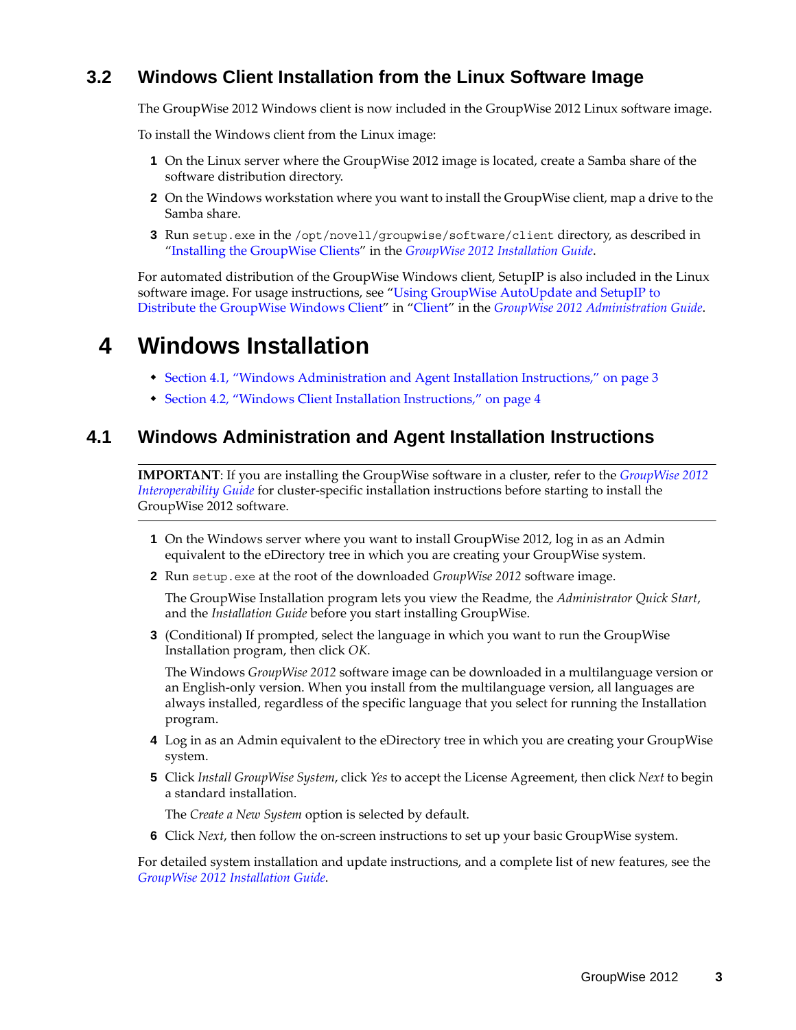## 3.2 Windows Client Installation from the Linux Software Image

The GroupWise 2012 Windows client is now included in the GroupWise 2012 Linux software image.

To install the Windows client from the Linux image:

1. On the Linux server where the GroupWise 2012 image is located, create a Samba share of the software distribution directory.
2. On the Windows workstation where you want to install the GroupWise client, map a drive to the Samba share.
3. Run `setup.exe` in the `/opt/novell/groupwise/software/client` directory, as described in "Installing the GroupWise Clients" in the *GroupWise 2012 Installation Guide*.

For automated distribution of the GroupWise Windows client, SetupIP is also included in the Linux software image. For usage instructions, see "Using GroupWise AutoUpdate and SetupIP to Distribute the GroupWise Windows Client" in "Client" in the *GroupWise 2012 Administration Guide*.

# 4 Windows Installation

- Section 4.1, "Windows Administration and Agent Installation Instructions," on page 3
- Section 4.2, "Windows Client Installation Instructions," on page 4

## 4.1 Windows Administration and Agent Installation Instructions

**IMPORTANT**: If you are installing the GroupWise software in a cluster, refer to the *GroupWise 2012 Interoperability Guide* for cluster-specific installation instructions before starting to install the GroupWise 2012 software.

1. On the Windows server where you want to install GroupWise 2012, log in as an Admin equivalent to the eDirectory tree in which you are creating your GroupWise system.
2. Run `setup.exe` at the root of the downloaded *GroupWise 2012* software image.

   The GroupWise Installation program lets you view the Readme, the *Administrator Quick Start*, and the *Installation Guide* before you start installing GroupWise.
3. (Conditional) If prompted, select the language in which you want to run the GroupWise Installation program, then click *OK*.

   The Windows *GroupWise 2012* software image can be downloaded in a multilanguage version or an English-only version. When you install from the multilanguage version, all languages are always installed, regardless of the specific language that you select for running the Installation program.
4. Log in as an Admin equivalent to the eDirectory tree in which you are creating your GroupWise system.
5. Click *Install GroupWise System*, click *Yes* to accept the License Agreement, then click *Next* to begin a standard installation.

   The *Create a New System* option is selected by default.
6. Click *Next*, then follow the on-screen instructions to set up your basic GroupWise system.

For detailed system installation and update instructions, and a complete list of new features, see the *GroupWise 2012 Installation Guide*.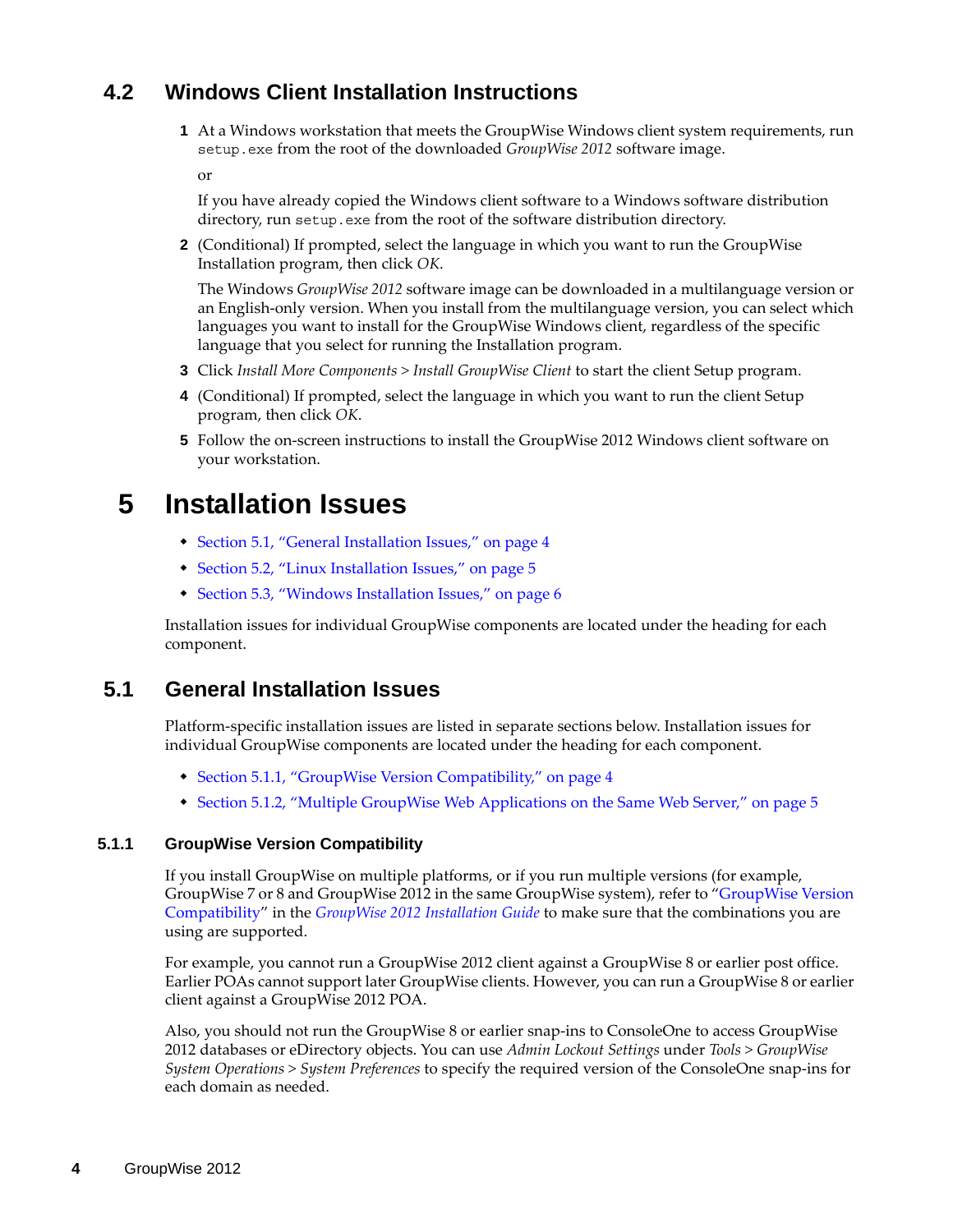## 4.2 Windows Client Installation Instructions

1 At a Windows workstation that meets the GroupWise Windows client system requirements, run `setup.exe` from the root of the downloaded *GroupWise 2012* software image.

   or

   If you have already copied the Windows client software to a Windows software distribution directory, run `setup.exe` from the root of the software distribution directory.

2 (Conditional) If prompted, select the language in which you want to run the GroupWise Installation program, then click *OK*.

   The Windows *GroupWise 2012* software image can be downloaded in a multilanguage version or an English-only version. When you install from the multilanguage version, you can select which languages you want to install for the GroupWise Windows client, regardless of the specific language that you select for running the Installation program.

3 Click *Install More Components > Install GroupWise Client* to start the client Setup program.

4 (Conditional) If prompted, select the language in which you want to run the client Setup program, then click *OK*.

5 Follow the on-screen instructions to install the GroupWise 2012 Windows client software on your workstation.

# 5 Installation Issues

- Section 5.1, "General Installation Issues," on page 4
- Section 5.2, "Linux Installation Issues," on page 5
- Section 5.3, "Windows Installation Issues," on page 6

Installation issues for individual GroupWise components are located under the heading for each component.

## 5.1 General Installation Issues

Platform-specific installation issues are listed in separate sections below. Installation issues for individual GroupWise components are located under the heading for each component.

- Section 5.1.1, "GroupWise Version Compatibility," on page 4
- Section 5.1.2, "Multiple GroupWise Web Applications on the Same Web Server," on page 5

### 5.1.1 GroupWise Version Compatibility

If you install GroupWise on multiple platforms, or if you run multiple versions (for example, GroupWise 7 or 8 and GroupWise 2012 in the same GroupWise system), refer to "GroupWise Version Compatibility" in the *GroupWise 2012 Installation Guide* to make sure that the combinations you are using are supported.

For example, you cannot run a GroupWise 2012 client against a GroupWise 8 or earlier post office. Earlier POAs cannot support later GroupWise clients. However, you can run a GroupWise 8 or earlier client against a GroupWise 2012 POA.

Also, you should not run the GroupWise 8 or earlier snap-ins to ConsoleOne to access GroupWise 2012 databases or eDirectory objects. You can use *Admin Lockout Settings* under *Tools > GroupWise System Operations > System Preferences* to specify the required version of the ConsoleOne snap-ins for each domain as needed.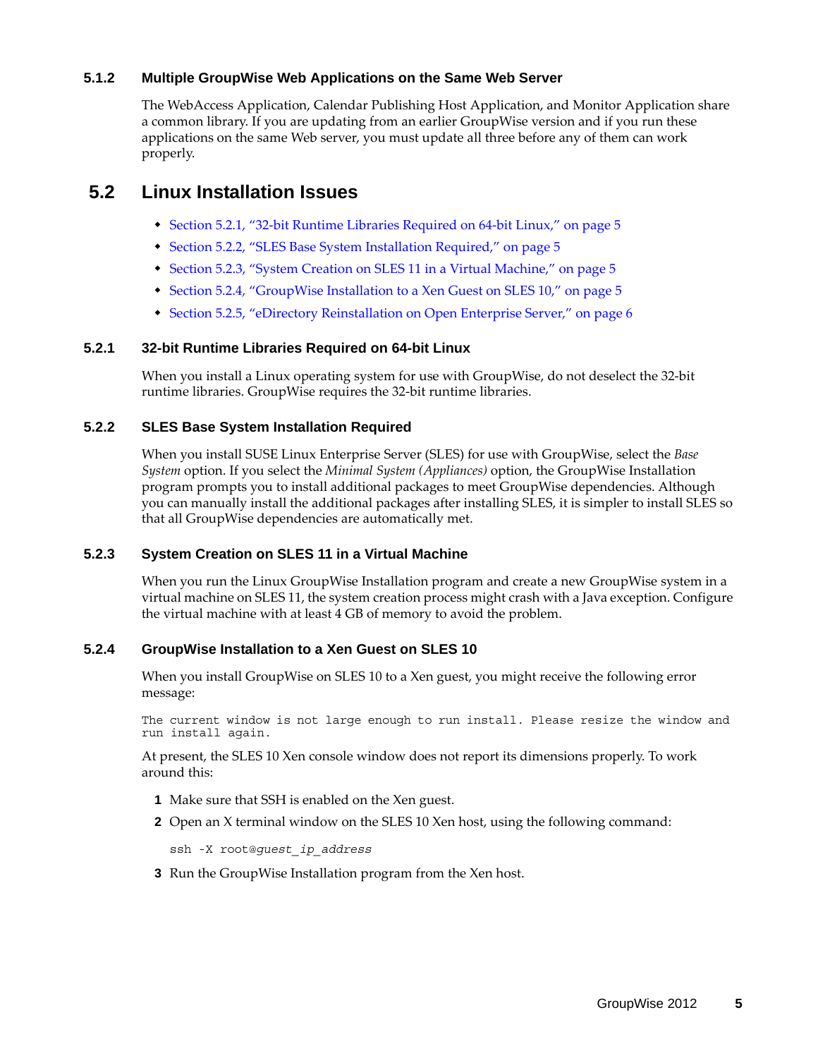### 5.1.2 Multiple GroupWise Web Applications on the Same Web Server

The WebAccess Application, Calendar Publishing Host Application, and Monitor Application share a common library. If you are updating from an earlier GroupWise version and if you run these applications on the same Web server, you must update all three before any of them can work properly.

## 5.2 Linux Installation Issues

- Section 5.2.1, "32-bit Runtime Libraries Required on 64-bit Linux," on page 5
- Section 5.2.2, "SLES Base System Installation Required," on page 5
- Section 5.2.3, "System Creation on SLES 11 in a Virtual Machine," on page 5
- Section 5.2.4, "GroupWise Installation to a Xen Guest on SLES 10," on page 5
- Section 5.2.5, "eDirectory Reinstallation on Open Enterprise Server," on page 6

### 5.2.1 32-bit Runtime Libraries Required on 64-bit Linux

When you install a Linux operating system for use with GroupWise, do not deselect the 32-bit runtime libraries. GroupWise requires the 32-bit runtime libraries.

### 5.2.2 SLES Base System Installation Required

When you install SUSE Linux Enterprise Server (SLES) for use with GroupWise, select the *Base System* option. If you select the *Minimal System (Appliances)* option, the GroupWise Installation program prompts you to install additional packages to meet GroupWise dependencies. Although you can manually install the additional packages after installing SLES, it is simpler to install SLES so that all GroupWise dependencies are automatically met.

### 5.2.3 System Creation on SLES 11 in a Virtual Machine

When you run the Linux GroupWise Installation program and create a new GroupWise system in a virtual machine on SLES 11, the system creation process might crash with a Java exception. Configure the virtual machine with at least 4 GB of memory to avoid the problem.

### 5.2.4 GroupWise Installation to a Xen Guest on SLES 10

When you install GroupWise on SLES 10 to a Xen guest, you might receive the following error message:

```
The current window is not large enough to run install. Please resize the window and
run install again.
```

At present, the SLES 10 Xen console window does not report its dimensions properly. To work around this:

1. Make sure that SSH is enabled on the Xen guest.
2. Open an X terminal window on the SLES 10 Xen host, using the following command:

   ```
   ssh -X root@guest_ip_address
   ```

3. Run the GroupWise Installation program from the Xen host.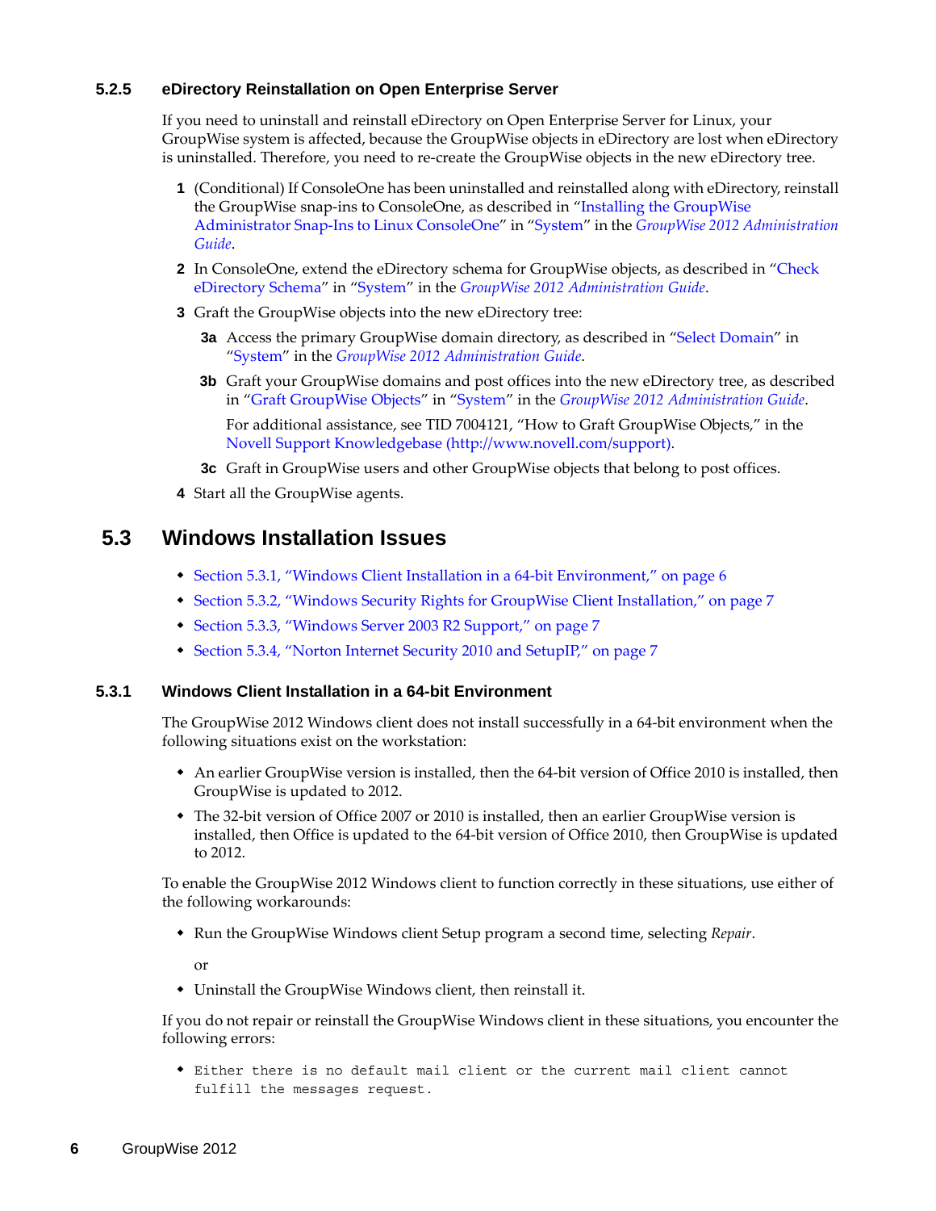### 5.2.5 eDirectory Reinstallation on Open Enterprise Server

If you need to uninstall and reinstall eDirectory on Open Enterprise Server for Linux, your GroupWise system is affected, because the GroupWise objects in eDirectory are lost when eDirectory is uninstalled. Therefore, you need to re-create the GroupWise objects in the new eDirectory tree.

1. (Conditional) If ConsoleOne has been uninstalled and reinstalled along with eDirectory, reinstall the GroupWise snap-ins to ConsoleOne, as described in "Installing the GroupWise Administrator Snap-Ins to Linux ConsoleOne" in "System" in the *GroupWise 2012 Administration Guide*.
2. In ConsoleOne, extend the eDirectory schema for GroupWise objects, as described in "Check eDirectory Schema" in "System" in the *GroupWise 2012 Administration Guide*.
3. Graft the GroupWise objects into the new eDirectory tree:
   - **3a** Access the primary GroupWise domain directory, as described in "Select Domain" in "System" in the *GroupWise 2012 Administration Guide*.
   - **3b** Graft your GroupWise domains and post offices into the new eDirectory tree, as described in "Graft GroupWise Objects" in "System" in the *GroupWise 2012 Administration Guide*.

     For additional assistance, see TID 7004121, "How to Graft GroupWise Objects," in the Novell Support Knowledgebase (http://www.novell.com/support).
   - **3c** Graft in GroupWise users and other GroupWise objects that belong to post offices.
4. Start all the GroupWise agents.

## 5.3 Windows Installation Issues

- Section 5.3.1, "Windows Client Installation in a 64-bit Environment," on page 6
- Section 5.3.2, "Windows Security Rights for GroupWise Client Installation," on page 7
- Section 5.3.3, "Windows Server 2003 R2 Support," on page 7
- Section 5.3.4, "Norton Internet Security 2010 and SetupIP," on page 7

### 5.3.1 Windows Client Installation in a 64-bit Environment

The GroupWise 2012 Windows client does not install successfully in a 64-bit environment when the following situations exist on the workstation:

- An earlier GroupWise version is installed, then the 64-bit version of Office 2010 is installed, then GroupWise is updated to 2012.
- The 32-bit version of Office 2007 or 2010 is installed, then an earlier GroupWise version is installed, then Office is updated to the 64-bit version of Office 2010, then GroupWise is updated to 2012.

To enable the GroupWise 2012 Windows client to function correctly in these situations, use either of the following workarounds:

- Run the GroupWise Windows client Setup program a second time, selecting *Repair*.

  or
- Uninstall the GroupWise Windows client, then reinstall it.

If you do not repair or reinstall the GroupWise Windows client in these situations, you encounter the following errors:

- `Either there is no default mail client or the current mail client cannot fulfill the messages request.`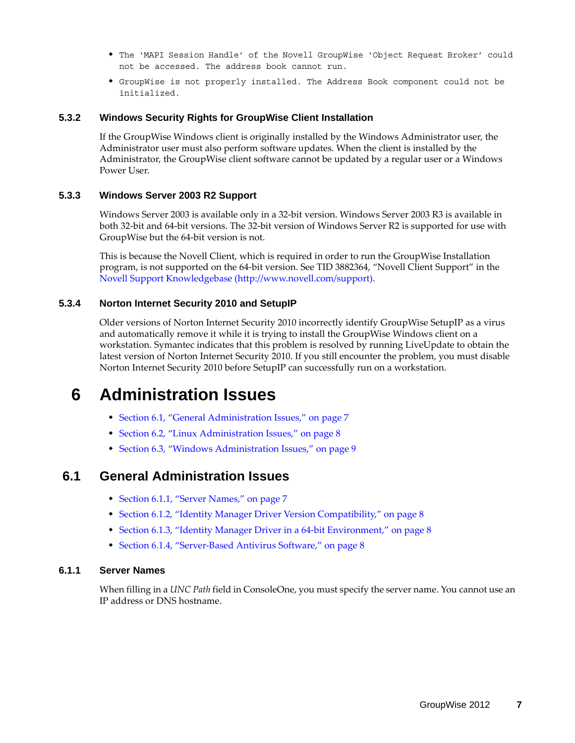- `The 'MAPI Session Handle' of the Novell GroupWise 'Object Request Broker' could not be accessed. The address book cannot run.`
- `GroupWise is not properly installed. The Address Book component could not be initialized.`

### 5.3.2 Windows Security Rights for GroupWise Client Installation

If the GroupWise Windows client is originally installed by the Windows Administrator user, the Administrator user must also perform software updates. When the client is installed by the Administrator, the GroupWise client software cannot be updated by a regular user or a Windows Power User.

### 5.3.3 Windows Server 2003 R2 Support

Windows Server 2003 is available only in a 32-bit version. Windows Server 2003 R3 is available in both 32-bit and 64-bit versions. The 32-bit version of Windows Server R2 is supported for use with GroupWise but the 64-bit version is not.

This is because the Novell Client, which is required in order to run the GroupWise Installation program, is not supported on the 64-bit version. See TID 3882364, "Novell Client Support" in the Novell Support Knowledgebase (http://www.novell.com/support).

### 5.3.4 Norton Internet Security 2010 and SetupIP

Older versions of Norton Internet Security 2010 incorrectly identify GroupWise SetupIP as a virus and automatically remove it while it is trying to install the GroupWise Windows client on a workstation. Symantec indicates that this problem is resolved by running LiveUpdate to obtain the latest version of Norton Internet Security 2010. If you still encounter the problem, you must disable Norton Internet Security 2010 before SetupIP can successfully run on a workstation.

# 6 Administration Issues

- Section 6.1, "General Administration Issues," on page 7
- Section 6.2, "Linux Administration Issues," on page 8
- Section 6.3, "Windows Administration Issues," on page 9

## 6.1 General Administration Issues

- Section 6.1.1, "Server Names," on page 7
- Section 6.1.2, "Identity Manager Driver Version Compatibility," on page 8
- Section 6.1.3, "Identity Manager Driver in a 64-bit Environment," on page 8
- Section 6.1.4, "Server-Based Antivirus Software," on page 8

### 6.1.1 Server Names

When filling in a *UNC Path* field in ConsoleOne, you must specify the server name. You cannot use an IP address or DNS hostname.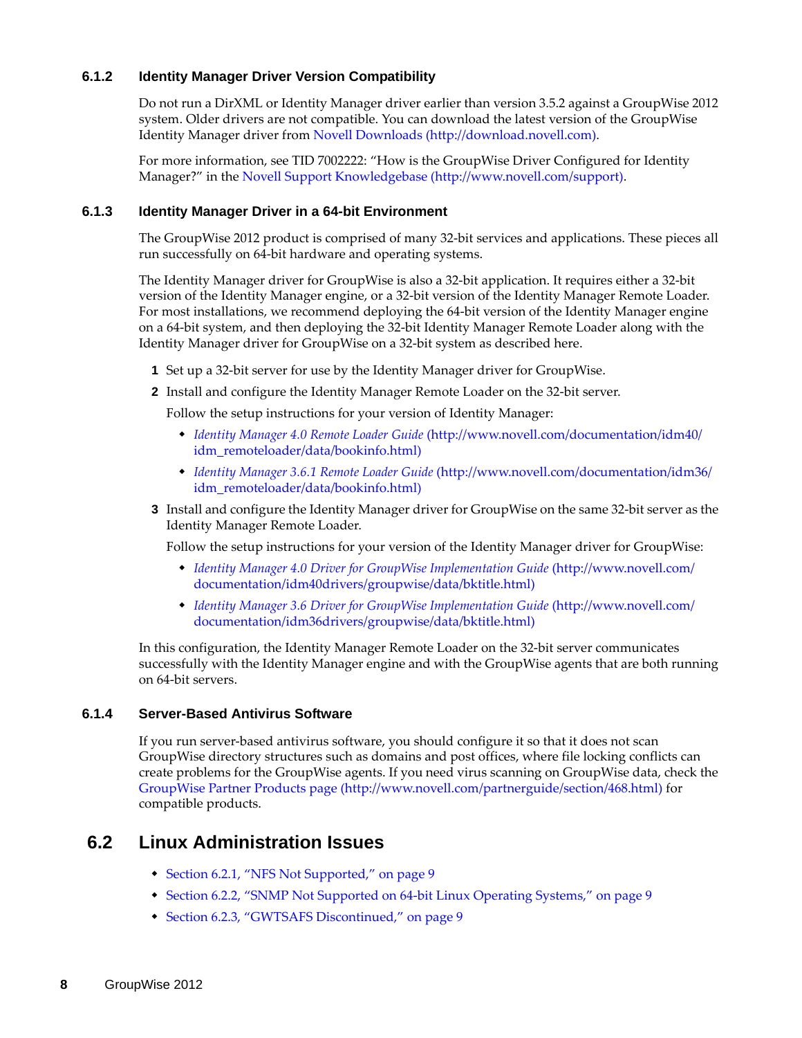### 6.1.2 Identity Manager Driver Version Compatibility

Do not run a DirXML or Identity Manager driver earlier than version 3.5.2 against a GroupWise 2012 system. Older drivers are not compatible. You can download the latest version of the GroupWise Identity Manager driver from Novell Downloads (http://download.novell.com).

For more information, see TID 7002222: "How is the GroupWise Driver Configured for Identity Manager?" in the Novell Support Knowledgebase (http://www.novell.com/support).

### 6.1.3 Identity Manager Driver in a 64-bit Environment

The GroupWise 2012 product is comprised of many 32-bit services and applications. These pieces all run successfully on 64-bit hardware and operating systems.

The Identity Manager driver for GroupWise is also a 32-bit application. It requires either a 32-bit version of the Identity Manager engine, or a 32-bit version of the Identity Manager Remote Loader. For most installations, we recommend deploying the 64-bit version of the Identity Manager engine on a 64-bit system, and then deploying the 32-bit Identity Manager Remote Loader along with the Identity Manager driver for GroupWise on a 32-bit system as described here.

1. Set up a 32-bit server for use by the Identity Manager driver for GroupWise.
2. Install and configure the Identity Manager Remote Loader on the 32-bit server.

   Follow the setup instructions for your version of Identity Manager:

   - *Identity Manager 4.0 Remote Loader Guide* (http://www.novell.com/documentation/idm40/idm_remoteloader/data/bookinfo.html)
   - *Identity Manager 3.6.1 Remote Loader Guide* (http://www.novell.com/documentation/idm36/idm_remoteloader/data/bookinfo.html)
3. Install and configure the Identity Manager driver for GroupWise on the same 32-bit server as the Identity Manager Remote Loader.

   Follow the setup instructions for your version of the Identity Manager driver for GroupWise:

   - *Identity Manager 4.0 Driver for GroupWise Implementation Guide* (http://www.novell.com/documentation/idm40drivers/groupwise/data/bktitle.html)
   - *Identity Manager 3.6 Driver for GroupWise Implementation Guide* (http://www.novell.com/documentation/idm36drivers/groupwise/data/bktitle.html)

In this configuration, the Identity Manager Remote Loader on the 32-bit server communicates successfully with the Identity Manager engine and with the GroupWise agents that are both running on 64-bit servers.

### 6.1.4 Server-Based Antivirus Software

If you run server-based antivirus software, you should configure it so that it does not scan GroupWise directory structures such as domains and post offices, where file locking conflicts can create problems for the GroupWise agents. If you need virus scanning on GroupWise data, check the GroupWise Partner Products page (http://www.novell.com/partnerguide/section/468.html) for compatible products.

## 6.2 Linux Administration Issues

- Section 6.2.1, "NFS Not Supported," on page 9
- Section 6.2.2, "SNMP Not Supported on 64-bit Linux Operating Systems," on page 9
- Section 6.2.3, "GWTSAFS Discontinued," on page 9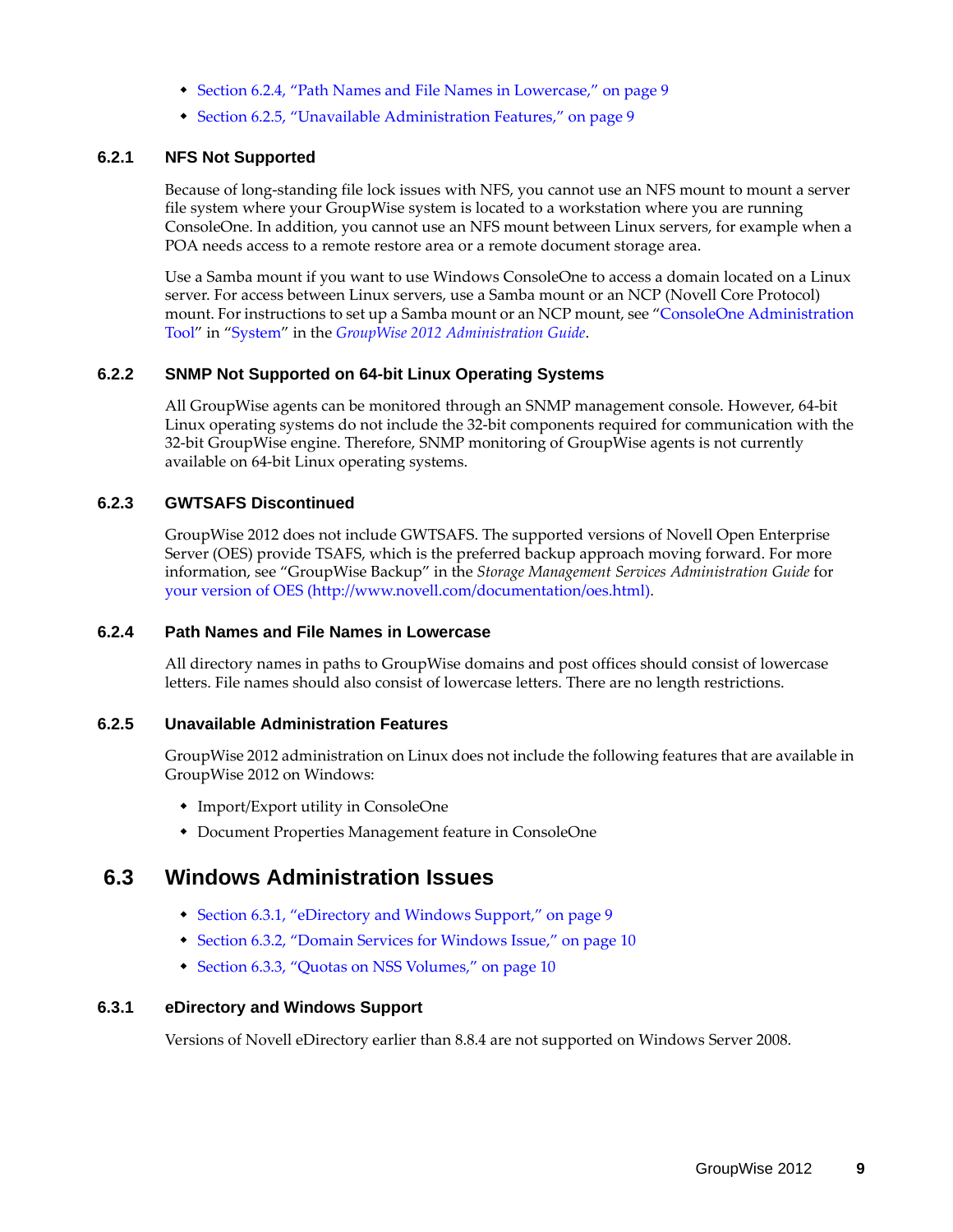- Section 6.2.4, "Path Names and File Names in Lowercase," on page 9
- Section 6.2.5, "Unavailable Administration Features," on page 9

### 6.2.1 NFS Not Supported

Because of long-standing file lock issues with NFS, you cannot use an NFS mount to mount a server file system where your GroupWise system is located to a workstation where you are running ConsoleOne. In addition, you cannot use an NFS mount between Linux servers, for example when a POA needs access to a remote restore area or a remote document storage area.

Use a Samba mount if you want to use Windows ConsoleOne to access a domain located on a Linux server. For access between Linux servers, use a Samba mount or an NCP (Novell Core Protocol) mount. For instructions to set up a Samba mount or an NCP mount, see "ConsoleOne Administration Tool" in "System" in the *GroupWise 2012 Administration Guide*.

### 6.2.2 SNMP Not Supported on 64-bit Linux Operating Systems

All GroupWise agents can be monitored through an SNMP management console. However, 64-bit Linux operating systems do not include the 32-bit components required for communication with the 32-bit GroupWise engine. Therefore, SNMP monitoring of GroupWise agents is not currently available on 64-bit Linux operating systems.

### 6.2.3 GWTSAFS Discontinued

GroupWise 2012 does not include GWTSAFS. The supported versions of Novell Open Enterprise Server (OES) provide TSAFS, which is the preferred backup approach moving forward. For more information, see "GroupWise Backup" in the *Storage Management Services Administration Guide* for your version of OES (http://www.novell.com/documentation/oes.html).

### 6.2.4 Path Names and File Names in Lowercase

All directory names in paths to GroupWise domains and post offices should consist of lowercase letters. File names should also consist of lowercase letters. There are no length restrictions.

### 6.2.5 Unavailable Administration Features

GroupWise 2012 administration on Linux does not include the following features that are available in GroupWise 2012 on Windows:

- Import/Export utility in ConsoleOne
- Document Properties Management feature in ConsoleOne

## 6.3 Windows Administration Issues

- Section 6.3.1, "eDirectory and Windows Support," on page 9
- Section 6.3.2, "Domain Services for Windows Issue," on page 10
- Section 6.3.3, "Quotas on NSS Volumes," on page 10

### 6.3.1 eDirectory and Windows Support

Versions of Novell eDirectory earlier than 8.8.4 are not supported on Windows Server 2008.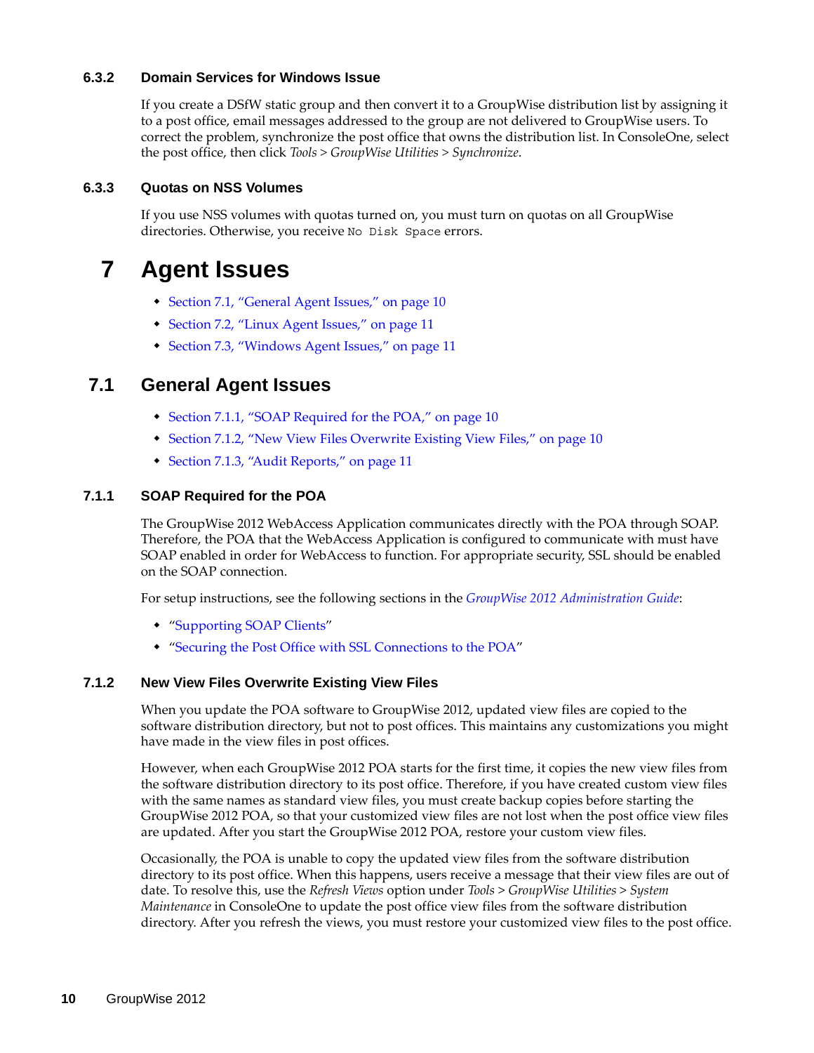### 6.3.2 Domain Services for Windows Issue

If you create a DSfW static group and then convert it to a GroupWise distribution list by assigning it to a post office, email messages addressed to the group are not delivered to GroupWise users. To correct the problem, synchronize the post office that owns the distribution list. In ConsoleOne, select the post office, then click *Tools* > *GroupWise Utilities* > *Synchronize*.

### 6.3.3 Quotas on NSS Volumes

If you use NSS volumes with quotas turned on, you must turn on quotas on all GroupWise directories. Otherwise, you receive `No Disk Space` errors.

# 7 Agent Issues

- Section 7.1, "General Agent Issues," on page 10
- Section 7.2, "Linux Agent Issues," on page 11
- Section 7.3, "Windows Agent Issues," on page 11

## 7.1 General Agent Issues

- Section 7.1.1, "SOAP Required for the POA," on page 10
- Section 7.1.2, "New View Files Overwrite Existing View Files," on page 10
- Section 7.1.3, "Audit Reports," on page 11

### 7.1.1 SOAP Required for the POA

The GroupWise 2012 WebAccess Application communicates directly with the POA through SOAP. Therefore, the POA that the WebAccess Application is configured to communicate with must have SOAP enabled in order for WebAccess to function. For appropriate security, SSL should be enabled on the SOAP connection.

For setup instructions, see the following sections in the *GroupWise 2012 Administration Guide*:

- "Supporting SOAP Clients"
- "Securing the Post Office with SSL Connections to the POA"

### 7.1.2 New View Files Overwrite Existing View Files

When you update the POA software to GroupWise 2012, updated view files are copied to the software distribution directory, but not to post offices. This maintains any customizations you might have made in the view files in post offices.

However, when each GroupWise 2012 POA starts for the first time, it copies the new view files from the software distribution directory to its post office. Therefore, if you have created custom view files with the same names as standard view files, you must create backup copies before starting the GroupWise 2012 POA, so that your customized view files are not lost when the post office view files are updated. After you start the GroupWise 2012 POA, restore your custom view files.

Occasionally, the POA is unable to copy the updated view files from the software distribution directory to its post office. When this happens, users receive a message that their view files are out of date. To resolve this, use the *Refresh Views* option under *Tools* > *GroupWise Utilities* > *System Maintenance* in ConsoleOne to update the post office view files from the software distribution directory. After you refresh the views, you must restore your customized view files to the post office.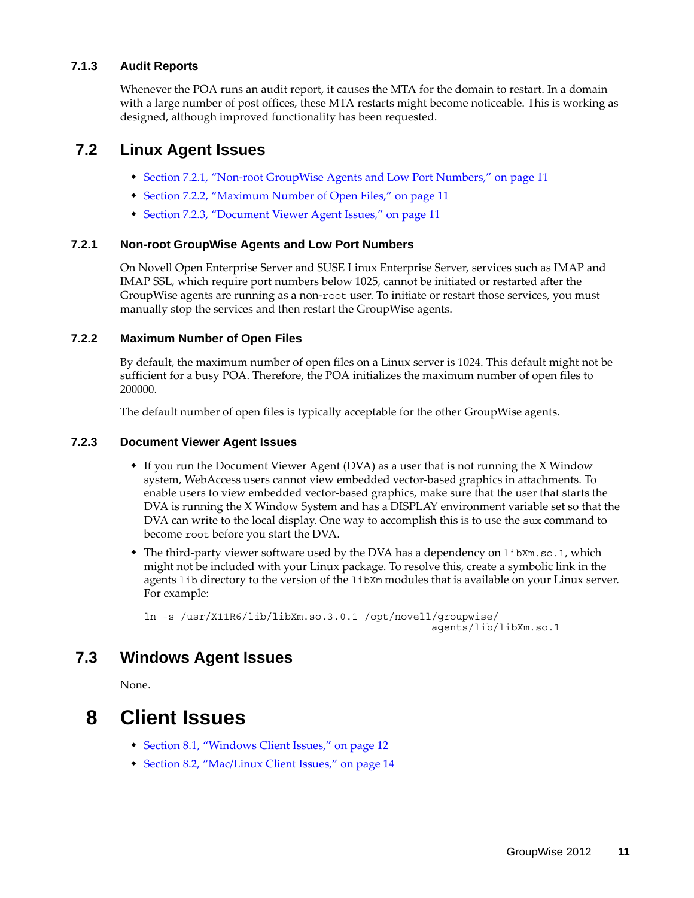### 7.1.3 Audit Reports

Whenever the POA runs an audit report, it causes the MTA for the domain to restart. In a domain with a large number of post offices, these MTA restarts might become noticeable. This is working as designed, although improved functionality has been requested.

## 7.2 Linux Agent Issues

- Section 7.2.1, "Non-root GroupWise Agents and Low Port Numbers," on page 11
- Section 7.2.2, "Maximum Number of Open Files," on page 11
- Section 7.2.3, "Document Viewer Agent Issues," on page 11

### 7.2.1 Non-root GroupWise Agents and Low Port Numbers

On Novell Open Enterprise Server and SUSE Linux Enterprise Server, services such as IMAP and IMAP SSL, which require port numbers below 1025, cannot be initiated or restarted after the GroupWise agents are running as a non-`root` user. To initiate or restart those services, you must manually stop the services and then restart the GroupWise agents.

### 7.2.2 Maximum Number of Open Files

By default, the maximum number of open files on a Linux server is 1024. This default might not be sufficient for a busy POA. Therefore, the POA initializes the maximum number of open files to 200000.

The default number of open files is typically acceptable for the other GroupWise agents.

### 7.2.3 Document Viewer Agent Issues

- If you run the Document Viewer Agent (DVA) as a user that is not running the X Window system, WebAccess users cannot view embedded vector-based graphics in attachments. To enable users to view embedded vector-based graphics, make sure that the user that starts the DVA is running the X Window System and has a DISPLAY environment variable set so that the DVA can write to the local display. One way to accomplish this is to use the `sux` command to become `root` before you start the DVA.
- The third-party viewer software used by the DVA has a dependency on `libXm.so.1`, which might not be included with your Linux package. To resolve this, create a symbolic link in the agents `lib` directory to the version of the `libXm` modules that is available on your Linux server. For example:

```
ln -s /usr/X11R6/lib/libXm.so.3.0.1 /opt/novell/groupwise/
                                         agents/lib/libXm.so.1
```

## 7.3 Windows Agent Issues

None.

# 8 Client Issues

- Section 8.1, "Windows Client Issues," on page 12
- Section 8.2, "Mac/Linux Client Issues," on page 14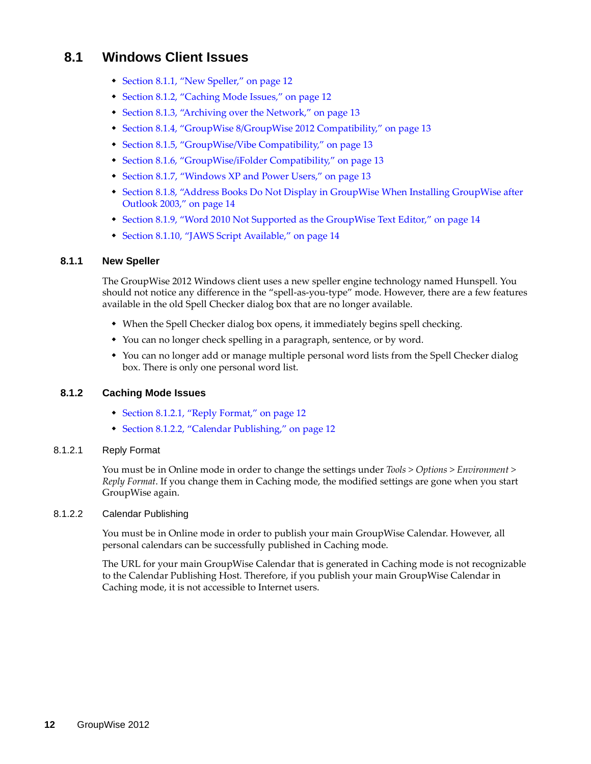## 8.1 Windows Client Issues

- Section 8.1.1, "New Speller," on page 12
- Section 8.1.2, "Caching Mode Issues," on page 12
- Section 8.1.3, "Archiving over the Network," on page 13
- Section 8.1.4, "GroupWise 8/GroupWise 2012 Compatibility," on page 13
- Section 8.1.5, "GroupWise/Vibe Compatibility," on page 13
- Section 8.1.6, "GroupWise/iFolder Compatibility," on page 13
- Section 8.1.7, "Windows XP and Power Users," on page 13
- Section 8.1.8, "Address Books Do Not Display in GroupWise When Installing GroupWise after Outlook 2003," on page 14
- Section 8.1.9, "Word 2010 Not Supported as the GroupWise Text Editor," on page 14
- Section 8.1.10, "JAWS Script Available," on page 14

### 8.1.1 New Speller

The GroupWise 2012 Windows client uses a new speller engine technology named Hunspell. You should not notice any difference in the "spell-as-you-type" mode. However, there are a few features available in the old Spell Checker dialog box that are no longer available.

- When the Spell Checker dialog box opens, it immediately begins spell checking.
- You can no longer check spelling in a paragraph, sentence, or by word.
- You can no longer add or manage multiple personal word lists from the Spell Checker dialog box. There is only one personal word list.

### 8.1.2 Caching Mode Issues

- Section 8.1.2.1, "Reply Format," on page 12
- Section 8.1.2.2, "Calendar Publishing," on page 12

#### 8.1.2.1 Reply Format

You must be in Online mode in order to change the settings under *Tools > Options > Environment > Reply Format*. If you change them in Caching mode, the modified settings are gone when you start GroupWise again.

#### 8.1.2.2 Calendar Publishing

You must be in Online mode in order to publish your main GroupWise Calendar. However, all personal calendars can be successfully published in Caching mode.

The URL for your main GroupWise Calendar that is generated in Caching mode is not recognizable to the Calendar Publishing Host. Therefore, if you publish your main GroupWise Calendar in Caching mode, it is not accessible to Internet users.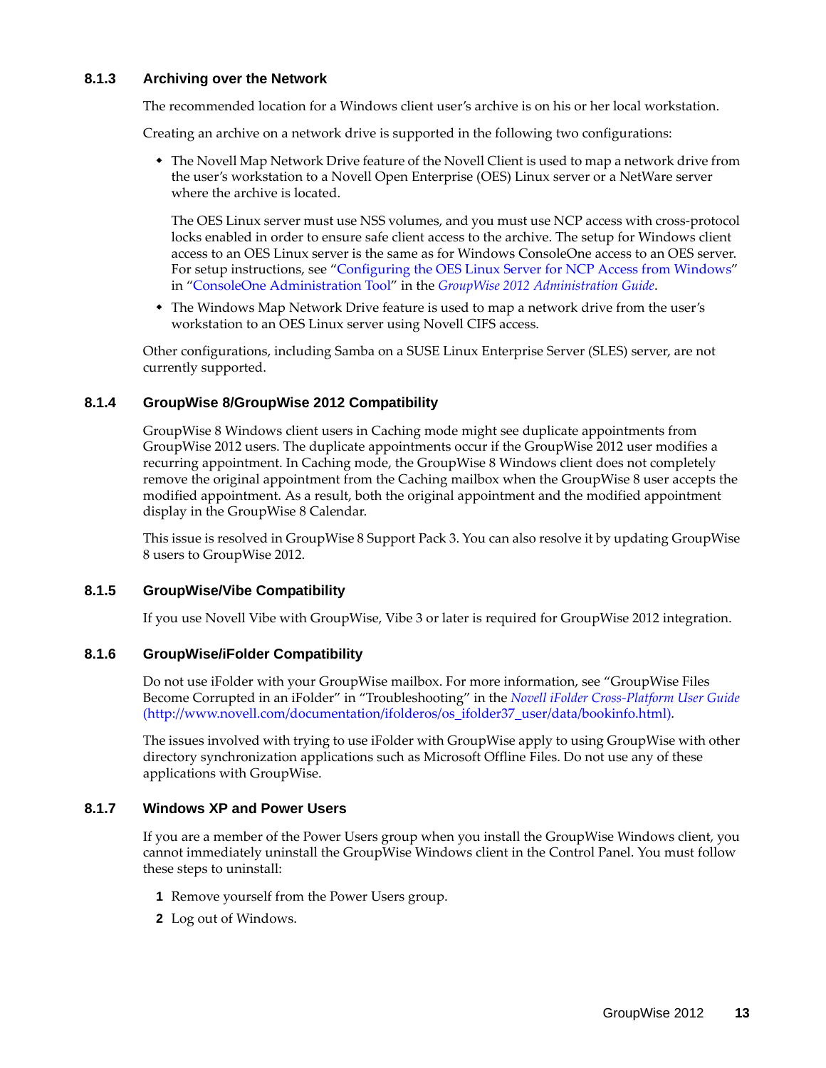### 8.1.3 Archiving over the Network

The recommended location for a Windows client user's archive is on his or her local workstation.

Creating an archive on a network drive is supported in the following two configurations:

- The Novell Map Network Drive feature of the Novell Client is used to map a network drive from the user's workstation to a Novell Open Enterprise (OES) Linux server or a NetWare server where the archive is located.

  The OES Linux server must use NSS volumes, and you must use NCP access with cross-protocol locks enabled in order to ensure safe client access to the archive. The setup for Windows client access to an OES Linux server is the same as for Windows ConsoleOne access to an OES server. For setup instructions, see "Configuring the OES Linux Server for NCP Access from Windows" in "ConsoleOne Administration Tool" in the *GroupWise 2012 Administration Guide*.

- The Windows Map Network Drive feature is used to map a network drive from the user's workstation to an OES Linux server using Novell CIFS access.

Other configurations, including Samba on a SUSE Linux Enterprise Server (SLES) server, are not currently supported.

### 8.1.4 GroupWise 8/GroupWise 2012 Compatibility

GroupWise 8 Windows client users in Caching mode might see duplicate appointments from GroupWise 2012 users. The duplicate appointments occur if the GroupWise 2012 user modifies a recurring appointment. In Caching mode, the GroupWise 8 Windows client does not completely remove the original appointment from the Caching mailbox when the GroupWise 8 user accepts the modified appointment. As a result, both the original appointment and the modified appointment display in the GroupWise 8 Calendar.

This issue is resolved in GroupWise 8 Support Pack 3. You can also resolve it by updating GroupWise 8 users to GroupWise 2012.

### 8.1.5 GroupWise/Vibe Compatibility

If you use Novell Vibe with GroupWise, Vibe 3 or later is required for GroupWise 2012 integration.

### 8.1.6 GroupWise/iFolder Compatibility

Do not use iFolder with your GroupWise mailbox. For more information, see "GroupWise Files Become Corrupted in an iFolder" in "Troubleshooting" in the *Novell iFolder Cross-Platform User Guide* (http://www.novell.com/documentation/ifolderos/os_ifolder37_user/data/bookinfo.html).

The issues involved with trying to use iFolder with GroupWise apply to using GroupWise with other directory synchronization applications such as Microsoft Offline Files. Do not use any of these applications with GroupWise.

### 8.1.7 Windows XP and Power Users

If you are a member of the Power Users group when you install the GroupWise Windows client, you cannot immediately uninstall the GroupWise Windows client in the Control Panel. You must follow these steps to uninstall:

1. Remove yourself from the Power Users group.
2. Log out of Windows.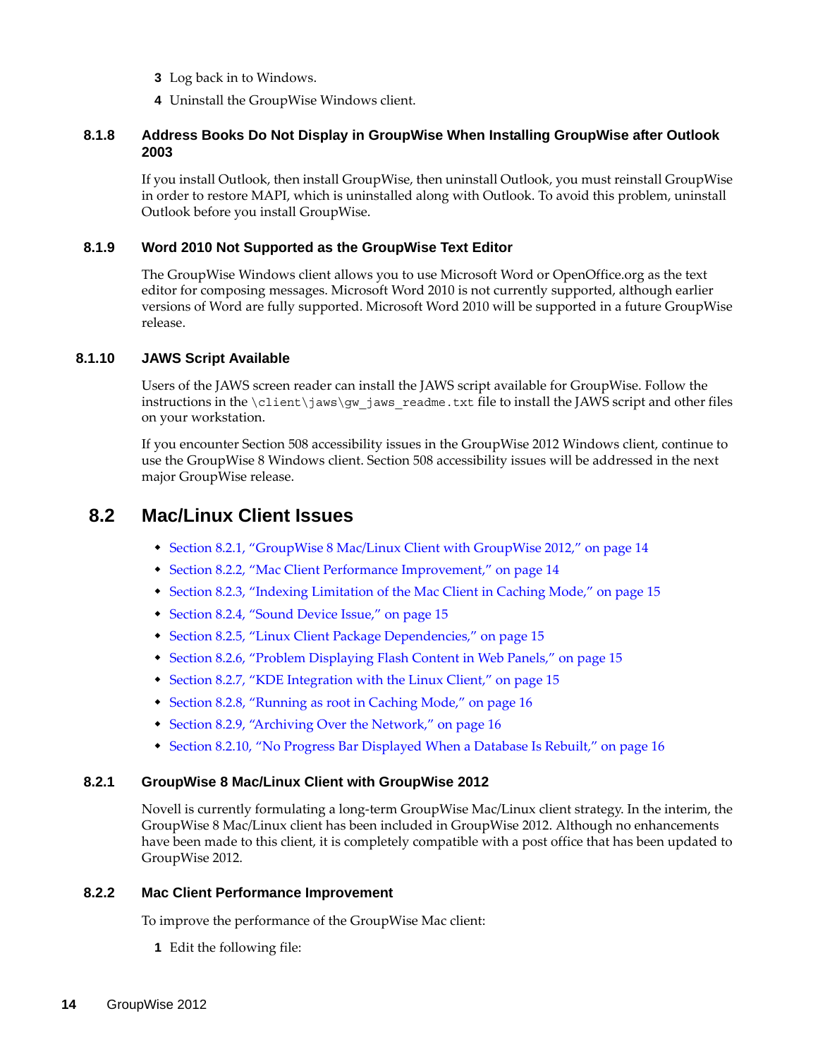3 Log back in to Windows.
4 Uninstall the GroupWise Windows client.

### 8.1.8 Address Books Do Not Display in GroupWise When Installing GroupWise after Outlook 2003

If you install Outlook, then install GroupWise, then uninstall Outlook, you must reinstall GroupWise in order to restore MAPI, which is uninstalled along with Outlook. To avoid this problem, uninstall Outlook before you install GroupWise.

### 8.1.9 Word 2010 Not Supported as the GroupWise Text Editor

The GroupWise Windows client allows you to use Microsoft Word or OpenOffice.org as the text editor for composing messages. Microsoft Word 2010 is not currently supported, although earlier versions of Word are fully supported. Microsoft Word 2010 will be supported in a future GroupWise release.

### 8.1.10 JAWS Script Available

Users of the JAWS screen reader can install the JAWS script available for GroupWise. Follow the instructions in the `\client\jaws\gw_jaws_readme.txt` file to install the JAWS script and other files on your workstation.

If you encounter Section 508 accessibility issues in the GroupWise 2012 Windows client, continue to use the GroupWise 8 Windows client. Section 508 accessibility issues will be addressed in the next major GroupWise release.

## 8.2 Mac/Linux Client Issues

- Section 8.2.1, "GroupWise 8 Mac/Linux Client with GroupWise 2012," on page 14
- Section 8.2.2, "Mac Client Performance Improvement," on page 14
- Section 8.2.3, "Indexing Limitation of the Mac Client in Caching Mode," on page 15
- Section 8.2.4, "Sound Device Issue," on page 15
- Section 8.2.5, "Linux Client Package Dependencies," on page 15
- Section 8.2.6, "Problem Displaying Flash Content in Web Panels," on page 15
- Section 8.2.7, "KDE Integration with the Linux Client," on page 15
- Section 8.2.8, "Running as root in Caching Mode," on page 16
- Section 8.2.9, "Archiving Over the Network," on page 16
- Section 8.2.10, "No Progress Bar Displayed When a Database Is Rebuilt," on page 16

### 8.2.1 GroupWise 8 Mac/Linux Client with GroupWise 2012

Novell is currently formulating a long-term GroupWise Mac/Linux client strategy. In the interim, the GroupWise 8 Mac/Linux client has been included in GroupWise 2012. Although no enhancements have been made to this client, it is completely compatible with a post office that has been updated to GroupWise 2012.

### 8.2.2 Mac Client Performance Improvement

To improve the performance of the GroupWise Mac client:

1 Edit the following file: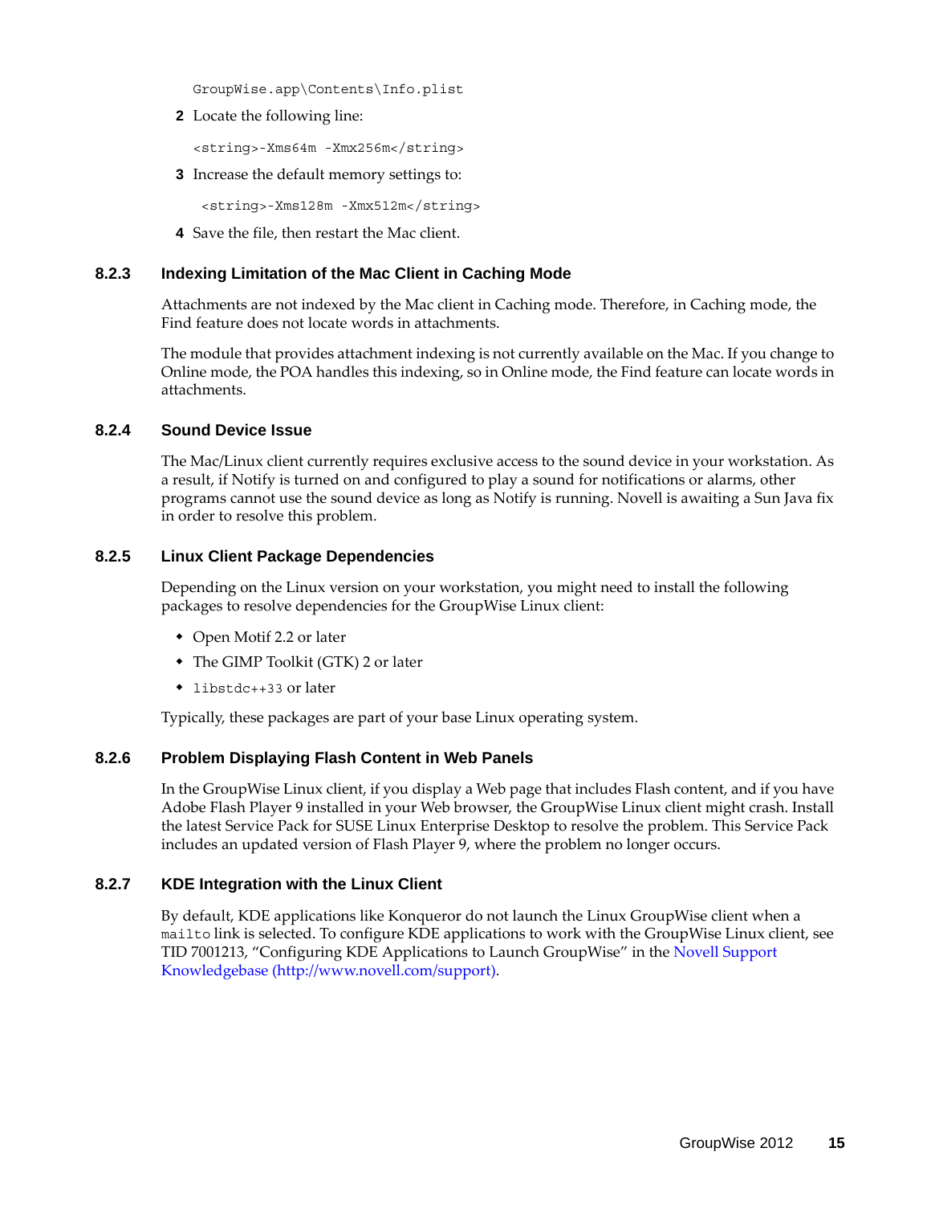```
GroupWise.app\Contents\Info.plist
```

2 Locate the following line:

```
<string>-Xms64m -Xmx256m</string>
```

3 Increase the default memory settings to:

```
<string>-Xms128m -Xmx512m</string>
```

4 Save the file, then restart the Mac client.

### 8.2.3 Indexing Limitation of the Mac Client in Caching Mode

Attachments are not indexed by the Mac client in Caching mode. Therefore, in Caching mode, the Find feature does not locate words in attachments.

The module that provides attachment indexing is not currently available on the Mac. If you change to Online mode, the POA handles this indexing, so in Online mode, the Find feature can locate words in attachments.

### 8.2.4 Sound Device Issue

The Mac/Linux client currently requires exclusive access to the sound device in your workstation. As a result, if Notify is turned on and configured to play a sound for notifications or alarms, other programs cannot use the sound device as long as Notify is running. Novell is awaiting a Sun Java fix in order to resolve this problem.

### 8.2.5 Linux Client Package Dependencies

Depending on the Linux version on your workstation, you might need to install the following packages to resolve dependencies for the GroupWise Linux client:

- Open Motif 2.2 or later
- The GIMP Toolkit (GTK) 2 or later
- `libstdc++33` or later

Typically, these packages are part of your base Linux operating system.

### 8.2.6 Problem Displaying Flash Content in Web Panels

In the GroupWise Linux client, if you display a Web page that includes Flash content, and if you have Adobe Flash Player 9 installed in your Web browser, the GroupWise Linux client might crash. Install the latest Service Pack for SUSE Linux Enterprise Desktop to resolve the problem. This Service Pack includes an updated version of Flash Player 9, where the problem no longer occurs.

### 8.2.7 KDE Integration with the Linux Client

By default, KDE applications like Konqueror do not launch the Linux GroupWise client when a `mailto` link is selected. To configure KDE applications to work with the GroupWise Linux client, see TID 7001213, "Configuring KDE Applications to Launch GroupWise" in the Novell Support Knowledgebase (http://www.novell.com/support).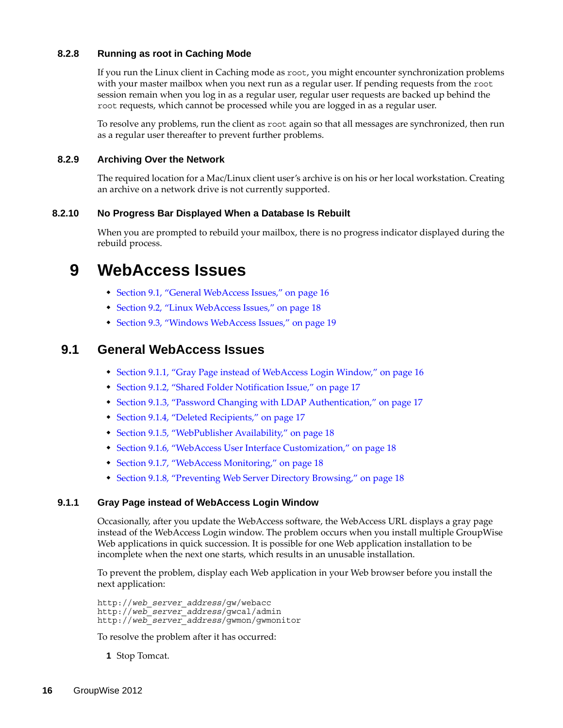### 8.2.8 Running as root in Caching Mode

If you run the Linux client in Caching mode as `root`, you might encounter synchronization problems with your master mailbox when you next run as a regular user. If pending requests from the `root` session remain when you log in as a regular user, regular user requests are backed up behind the `root` requests, which cannot be processed while you are logged in as a regular user.

To resolve any problems, run the client as `root` again so that all messages are synchronized, then run as a regular user thereafter to prevent further problems.

### 8.2.9 Archiving Over the Network

The required location for a Mac/Linux client user's archive is on his or her local workstation. Creating an archive on a network drive is not currently supported.

### 8.2.10 No Progress Bar Displayed When a Database Is Rebuilt

When you are prompted to rebuild your mailbox, there is no progress indicator displayed during the rebuild process.

# 9 WebAccess Issues

- Section 9.1, "General WebAccess Issues," on page 16
- Section 9.2, "Linux WebAccess Issues," on page 18
- Section 9.3, "Windows WebAccess Issues," on page 19

## 9.1 General WebAccess Issues

- Section 9.1.1, "Gray Page instead of WebAccess Login Window," on page 16
- Section 9.1.2, "Shared Folder Notification Issue," on page 17
- Section 9.1.3, "Password Changing with LDAP Authentication," on page 17
- Section 9.1.4, "Deleted Recipients," on page 17
- Section 9.1.5, "WebPublisher Availability," on page 18
- Section 9.1.6, "WebAccess User Interface Customization," on page 18
- Section 9.1.7, "WebAccess Monitoring," on page 18
- Section 9.1.8, "Preventing Web Server Directory Browsing," on page 18

### 9.1.1 Gray Page instead of WebAccess Login Window

Occasionally, after you update the WebAccess software, the WebAccess URL displays a gray page instead of the WebAccess Login window. The problem occurs when you install multiple GroupWise Web applications in quick succession. It is possible for one Web application installation to be incomplete when the next one starts, which results in an unusable installation.

To prevent the problem, display each Web application in your Web browser before you install the next application:

```
http://web_server_address/gw/webacc
http://web_server_address/gwcal/admin
http://web_server_address/gwmon/gwmonitor
```

To resolve the problem after it has occurred:

1. Stop Tomcat.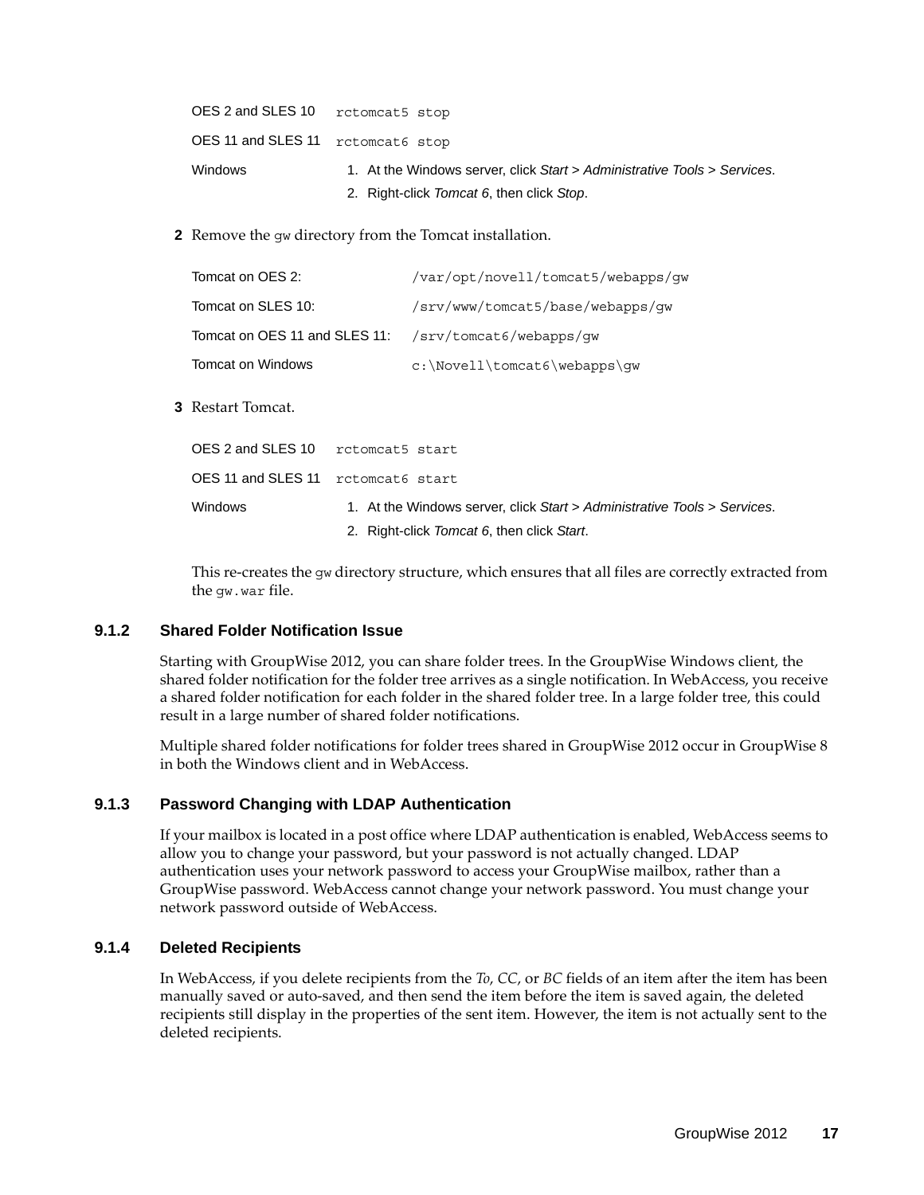| | |
|---|---|
| OES 2 and SLES 10 | `rctomcat5 stop` |
| OES 11 and SLES 11 | `rctomcat6 stop` |
| Windows | 1. At the Windows server, click *Start* > *Administrative Tools* > *Services*. 2. Right-click *Tomcat 6*, then click *Stop*. |

**2** Remove the `gw` directory from the Tomcat installation.

| | |
|---|---|
| Tomcat on OES 2: | `/var/opt/novell/tomcat5/webapps/gw` |
| Tomcat on SLES 10: | `/srv/www/tomcat5/base/webapps/gw` |
| Tomcat on OES 11 and SLES 11: | `/srv/tomcat6/webapps/gw` |
| Tomcat on Windows | `c:\Novell\tomcat6\webapps\gw` |

**3** Restart Tomcat.

| | |
|---|---|
| OES 2 and SLES 10 | `rctomcat5 start` |
| OES 11 and SLES 11 | `rctomcat6 start` |
| Windows | 1. At the Windows server, click *Start* > *Administrative Tools* > *Services*. 2. Right-click *Tomcat 6*, then click *Start*. |

This re-creates the `gw` directory structure, which ensures that all files are correctly extracted from the `gw.war` file.

### 9.1.2 Shared Folder Notification Issue

Starting with GroupWise 2012, you can share folder trees. In the GroupWise Windows client, the shared folder notification for the folder tree arrives as a single notification. In WebAccess, you receive a shared folder notification for each folder in the shared folder tree. In a large folder tree, this could result in a large number of shared folder notifications.

Multiple shared folder notifications for folder trees shared in GroupWise 2012 occur in GroupWise 8 in both the Windows client and in WebAccess.

### 9.1.3 Password Changing with LDAP Authentication

If your mailbox is located in a post office where LDAP authentication is enabled, WebAccess seems to allow you to change your password, but your password is not actually changed. LDAP authentication uses your network password to access your GroupWise mailbox, rather than a GroupWise password. WebAccess cannot change your network password. You must change your network password outside of WebAccess.

### 9.1.4 Deleted Recipients

In WebAccess, if you delete recipients from the *To*, *CC*, or *BC* fields of an item after the item has been manually saved or auto-saved, and then send the item before the item is saved again, the deleted recipients still display in the properties of the sent item. However, the item is not actually sent to the deleted recipients.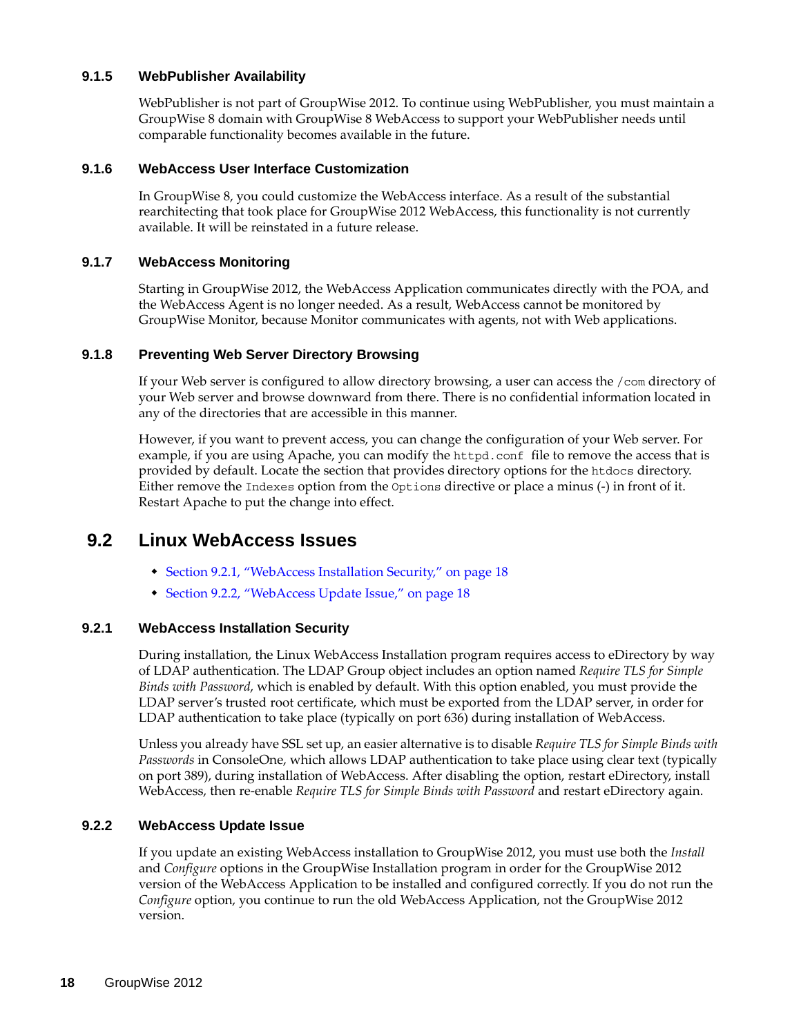### 9.1.5 WebPublisher Availability

WebPublisher is not part of GroupWise 2012. To continue using WebPublisher, you must maintain a GroupWise 8 domain with GroupWise 8 WebAccess to support your WebPublisher needs until comparable functionality becomes available in the future.

### 9.1.6 WebAccess User Interface Customization

In GroupWise 8, you could customize the WebAccess interface. As a result of the substantial rearchitecting that took place for GroupWise 2012 WebAccess, this functionality is not currently available. It will be reinstated in a future release.

### 9.1.7 WebAccess Monitoring

Starting in GroupWise 2012, the WebAccess Application communicates directly with the POA, and the WebAccess Agent is no longer needed. As a result, WebAccess cannot be monitored by GroupWise Monitor, because Monitor communicates with agents, not with Web applications.

### 9.1.8 Preventing Web Server Directory Browsing

If your Web server is configured to allow directory browsing, a user can access the `/com` directory of your Web server and browse downward from there. There is no confidential information located in any of the directories that are accessible in this manner.

However, if you want to prevent access, you can change the configuration of your Web server. For example, if you are using Apache, you can modify the `httpd.conf` file to remove the access that is provided by default. Locate the section that provides directory options for the `htdocs` directory. Either remove the `Indexes` option from the `Options` directive or place a minus (-) in front of it. Restart Apache to put the change into effect.

## 9.2 Linux WebAccess Issues

- Section 9.2.1, "WebAccess Installation Security," on page 18
- Section 9.2.2, "WebAccess Update Issue," on page 18

### 9.2.1 WebAccess Installation Security

During installation, the Linux WebAccess Installation program requires access to eDirectory by way of LDAP authentication. The LDAP Group object includes an option named *Require TLS for Simple Binds with Password*, which is enabled by default. With this option enabled, you must provide the LDAP server's trusted root certificate, which must be exported from the LDAP server, in order for LDAP authentication to take place (typically on port 636) during installation of WebAccess.

Unless you already have SSL set up, an easier alternative is to disable *Require TLS for Simple Binds with Passwords* in ConsoleOne, which allows LDAP authentication to take place using clear text (typically on port 389), during installation of WebAccess. After disabling the option, restart eDirectory, install WebAccess, then re-enable *Require TLS for Simple Binds with Password* and restart eDirectory again.

### 9.2.2 WebAccess Update Issue

If you update an existing WebAccess installation to GroupWise 2012, you must use both the *Install* and *Configure* options in the GroupWise Installation program in order for the GroupWise 2012 version of the WebAccess Application to be installed and configured correctly. If you do not run the *Configure* option, you continue to run the old WebAccess Application, not the GroupWise 2012 version.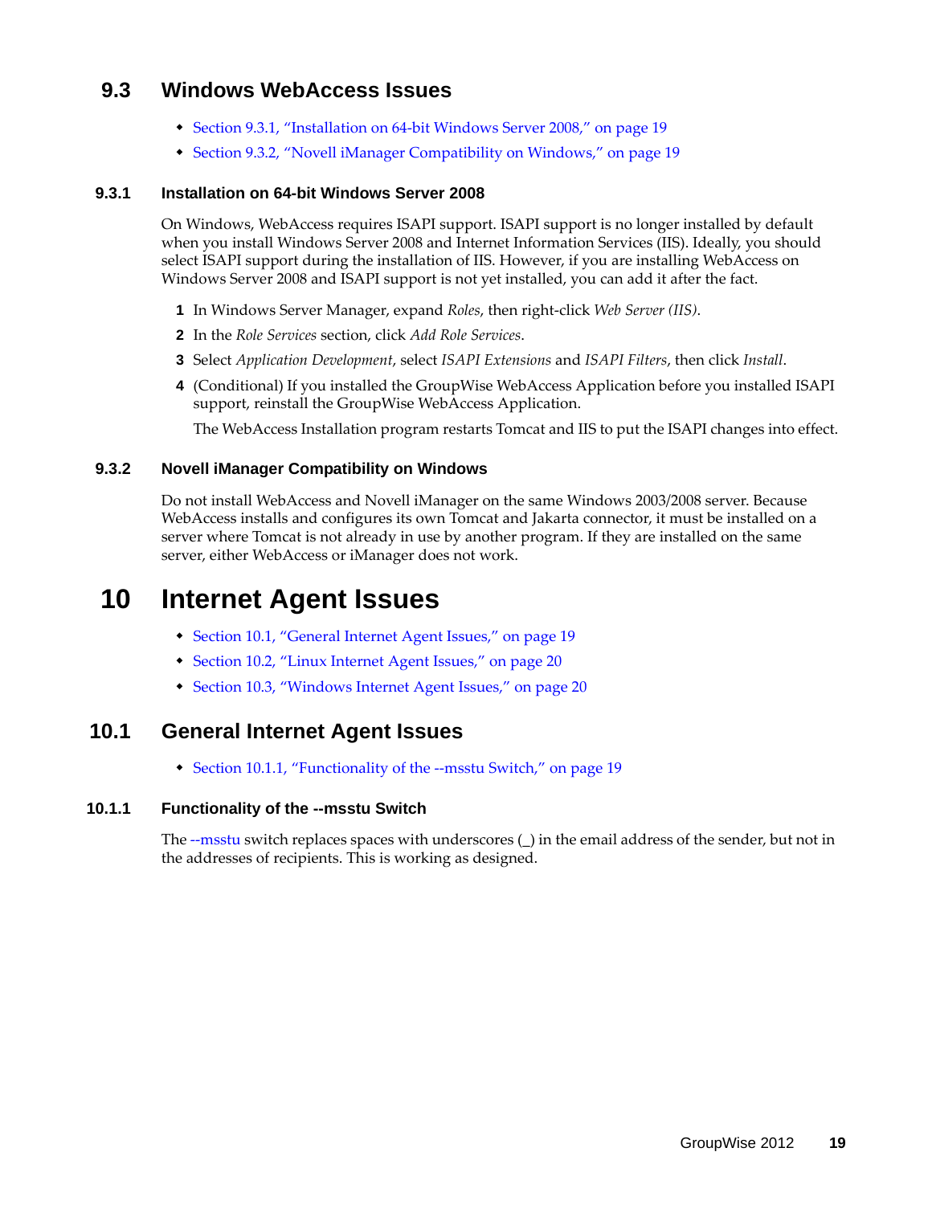## 9.3 Windows WebAccess Issues

- Section 9.3.1, "Installation on 64-bit Windows Server 2008," on page 19
- Section 9.3.2, "Novell iManager Compatibility on Windows," on page 19

### 9.3.1 Installation on 64-bit Windows Server 2008

On Windows, WebAccess requires ISAPI support. ISAPI support is no longer installed by default when you install Windows Server 2008 and Internet Information Services (IIS). Ideally, you should select ISAPI support during the installation of IIS. However, if you are installing WebAccess on Windows Server 2008 and ISAPI support is not yet installed, you can add it after the fact.

1. In Windows Server Manager, expand *Roles*, then right-click *Web Server (IIS)*.
2. In the *Role Services* section, click *Add Role Services*.
3. Select *Application Development*, select *ISAPI Extensions* and *ISAPI Filters*, then click *Install*.
4. (Conditional) If you installed the GroupWise WebAccess Application before you installed ISAPI support, reinstall the GroupWise WebAccess Application.

   The WebAccess Installation program restarts Tomcat and IIS to put the ISAPI changes into effect.

### 9.3.2 Novell iManager Compatibility on Windows

Do not install WebAccess and Novell iManager on the same Windows 2003/2008 server. Because WebAccess installs and configures its own Tomcat and Jakarta connector, it must be installed on a server where Tomcat is not already in use by another program. If they are installed on the same server, either WebAccess or iManager does not work.

# 10 Internet Agent Issues

- Section 10.1, "General Internet Agent Issues," on page 19
- Section 10.2, "Linux Internet Agent Issues," on page 20
- Section 10.3, "Windows Internet Agent Issues," on page 20

## 10.1 General Internet Agent Issues

- Section 10.1.1, "Functionality of the --msstu Switch," on page 19

### 10.1.1 Functionality of the --msstu Switch

The --msstu switch replaces spaces with underscores (_) in the email address of the sender, but not in the addresses of recipients. This is working as designed.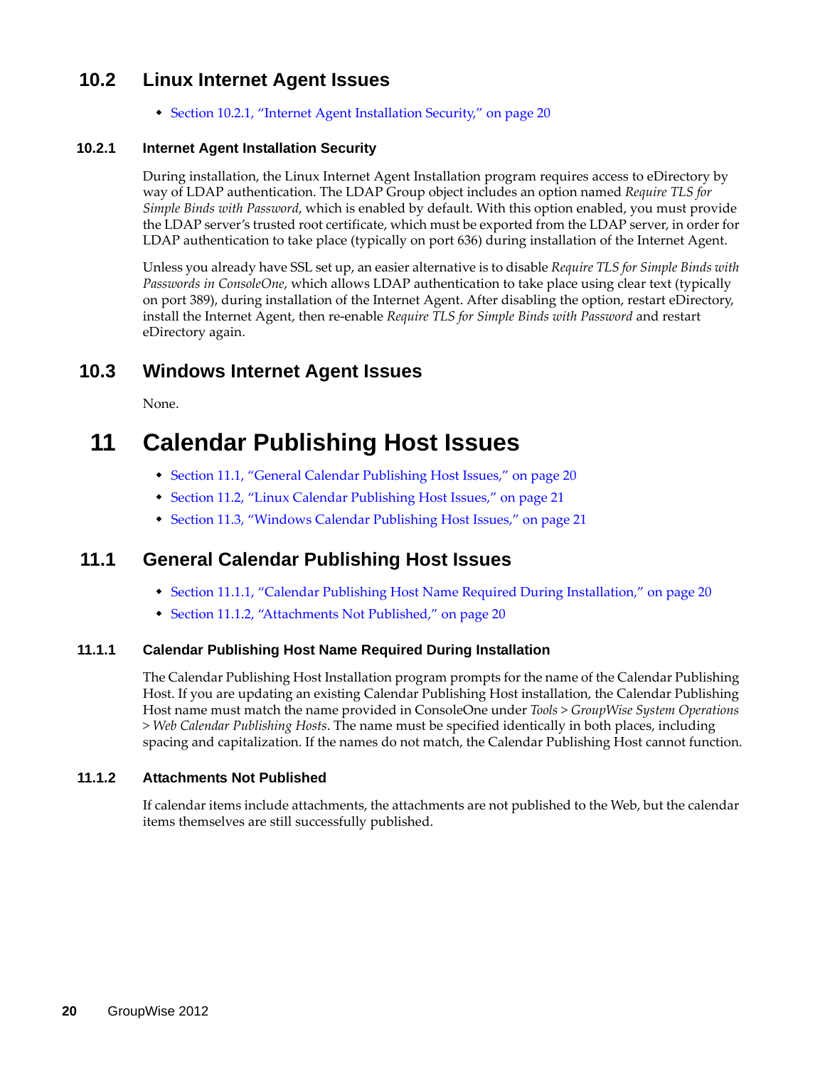## 10.2 Linux Internet Agent Issues

- Section 10.2.1, "Internet Agent Installation Security," on page 20

### 10.2.1 Internet Agent Installation Security

During installation, the Linux Internet Agent Installation program requires access to eDirectory by way of LDAP authentication. The LDAP Group object includes an option named *Require TLS for Simple Binds with Password*, which is enabled by default. With this option enabled, you must provide the LDAP server's trusted root certificate, which must be exported from the LDAP server, in order for LDAP authentication to take place (typically on port 636) during installation of the Internet Agent.

Unless you already have SSL set up, an easier alternative is to disable *Require TLS for Simple Binds with Passwords in ConsoleOne*, which allows LDAP authentication to take place using clear text (typically on port 389), during installation of the Internet Agent. After disabling the option, restart eDirectory, install the Internet Agent, then re-enable *Require TLS for Simple Binds with Password* and restart eDirectory again.

## 10.3 Windows Internet Agent Issues

None.

# 11 Calendar Publishing Host Issues

- Section 11.1, "General Calendar Publishing Host Issues," on page 20
- Section 11.2, "Linux Calendar Publishing Host Issues," on page 21
- Section 11.3, "Windows Calendar Publishing Host Issues," on page 21

## 11.1 General Calendar Publishing Host Issues

- Section 11.1.1, "Calendar Publishing Host Name Required During Installation," on page 20
- Section 11.1.2, "Attachments Not Published," on page 20

### 11.1.1 Calendar Publishing Host Name Required During Installation

The Calendar Publishing Host Installation program prompts for the name of the Calendar Publishing Host. If you are updating an existing Calendar Publishing Host installation, the Calendar Publishing Host name must match the name provided in ConsoleOne under *Tools* > *GroupWise System Operations* > *Web Calendar Publishing Hosts*. The name must be specified identically in both places, including spacing and capitalization. If the names do not match, the Calendar Publishing Host cannot function.

### 11.1.2 Attachments Not Published

If calendar items include attachments, the attachments are not published to the Web, but the calendar items themselves are still successfully published.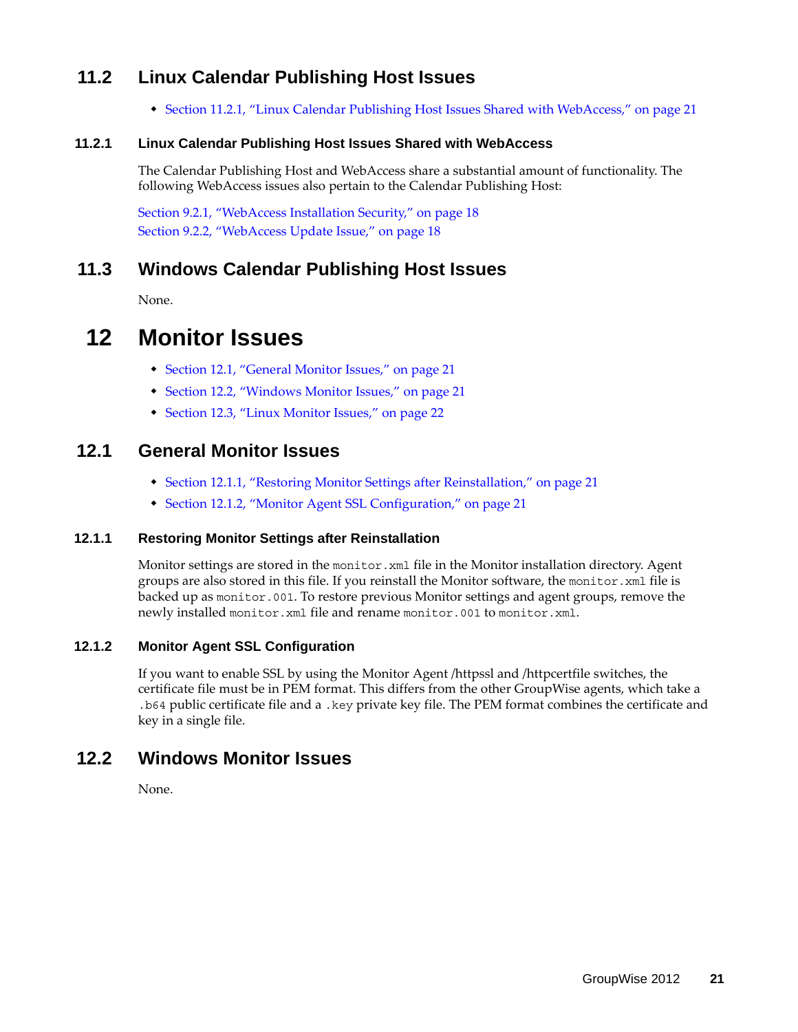## 11.2 Linux Calendar Publishing Host Issues

- Section 11.2.1, "Linux Calendar Publishing Host Issues Shared with WebAccess," on page 21

### 11.2.1 Linux Calendar Publishing Host Issues Shared with WebAccess

The Calendar Publishing Host and WebAccess share a substantial amount of functionality. The following WebAccess issues also pertain to the Calendar Publishing Host:

Section 9.2.1, "WebAccess Installation Security," on page 18
Section 9.2.2, "WebAccess Update Issue," on page 18

## 11.3 Windows Calendar Publishing Host Issues

None.

# 12 Monitor Issues

- Section 12.1, "General Monitor Issues," on page 21
- Section 12.2, "Windows Monitor Issues," on page 21
- Section 12.3, "Linux Monitor Issues," on page 22

## 12.1 General Monitor Issues

- Section 12.1.1, "Restoring Monitor Settings after Reinstallation," on page 21
- Section 12.1.2, "Monitor Agent SSL Configuration," on page 21

### 12.1.1 Restoring Monitor Settings after Reinstallation

Monitor settings are stored in the `monitor.xml` file in the Monitor installation directory. Agent groups are also stored in this file. If you reinstall the Monitor software, the `monitor.xml` file is backed up as `monitor.001`. To restore previous Monitor settings and agent groups, remove the newly installed `monitor.xml` file and rename `monitor.001` to `monitor.xml`.

### 12.1.2 Monitor Agent SSL Configuration

If you want to enable SSL by using the Monitor Agent /httpssl and /httpcertfile switches, the certificate file must be in PEM format. This differs from the other GroupWise agents, which take a `.b64` public certificate file and a `.key` private key file. The PEM format combines the certificate and key in a single file.

## 12.2 Windows Monitor Issues

None.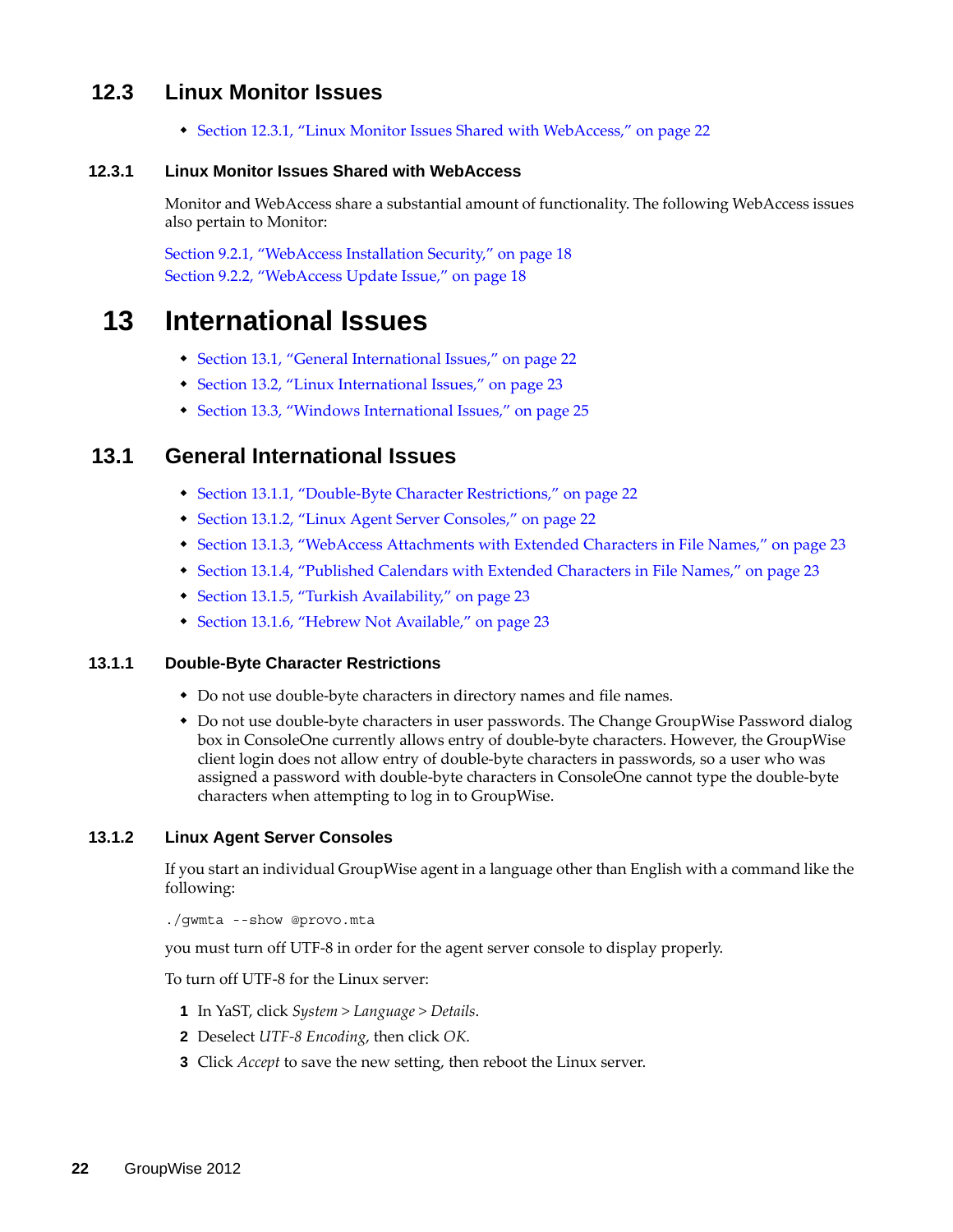## 12.3 Linux Monitor Issues

- Section 12.3.1, "Linux Monitor Issues Shared with WebAccess," on page 22

### 12.3.1 Linux Monitor Issues Shared with WebAccess

Monitor and WebAccess share a substantial amount of functionality. The following WebAccess issues also pertain to Monitor:

Section 9.2.1, "WebAccess Installation Security," on page 18
Section 9.2.2, "WebAccess Update Issue," on page 18

# 13 International Issues

- Section 13.1, "General International Issues," on page 22
- Section 13.2, "Linux International Issues," on page 23
- Section 13.3, "Windows International Issues," on page 25

## 13.1 General International Issues

- Section 13.1.1, "Double-Byte Character Restrictions," on page 22
- Section 13.1.2, "Linux Agent Server Consoles," on page 22
- Section 13.1.3, "WebAccess Attachments with Extended Characters in File Names," on page 23
- Section 13.1.4, "Published Calendars with Extended Characters in File Names," on page 23
- Section 13.1.5, "Turkish Availability," on page 23
- Section 13.1.6, "Hebrew Not Available," on page 23

### 13.1.1 Double-Byte Character Restrictions

- Do not use double-byte characters in directory names and file names.
- Do not use double-byte characters in user passwords. The Change GroupWise Password dialog box in ConsoleOne currently allows entry of double-byte characters. However, the GroupWise client login does not allow entry of double-byte characters in passwords, so a user who was assigned a password with double-byte characters in ConsoleOne cannot type the double-byte characters when attempting to log in to GroupWise.

### 13.1.2 Linux Agent Server Consoles

If you start an individual GroupWise agent in a language other than English with a command like the following:

```
./gwmta --show @provo.mta
```

you must turn off UTF-8 in order for the agent server console to display properly.

To turn off UTF-8 for the Linux server:

1. In YaST, click *System* > *Language* > *Details*.
2. Deselect *UTF-8 Encoding*, then click *OK*.
3. Click *Accept* to save the new setting, then reboot the Linux server.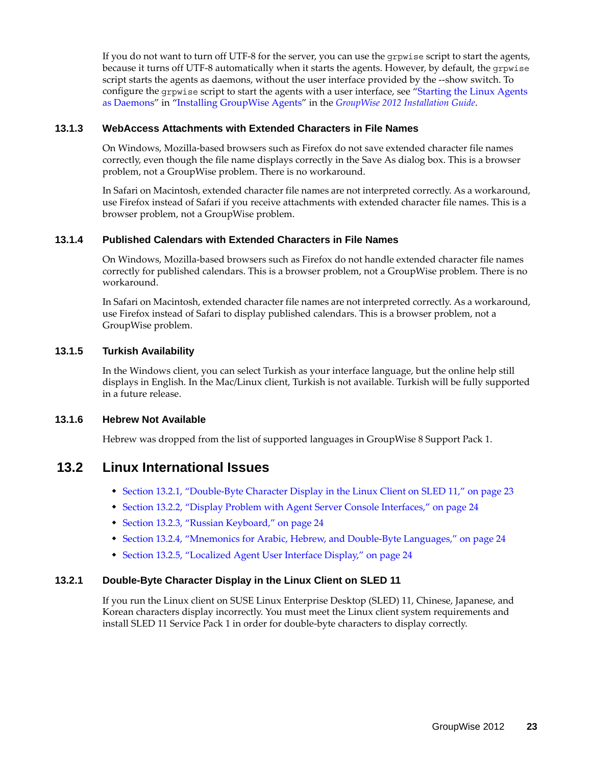If you do not want to turn off UTF-8 for the server, you can use the `grpwise` script to start the agents, because it turns off UTF-8 automatically when it starts the agents. However, by default, the `grpwise` script starts the agents as daemons, without the user interface provided by the --show switch. To configure the `grpwise` script to start the agents with a user interface, see "Starting the Linux Agents as Daemons" in "Installing GroupWise Agents" in the *GroupWise 2012 Installation Guide*.

### 13.1.3 WebAccess Attachments with Extended Characters in File Names

On Windows, Mozilla-based browsers such as Firefox do not save extended character file names correctly, even though the file name displays correctly in the Save As dialog box. This is a browser problem, not a GroupWise problem. There is no workaround.

In Safari on Macintosh, extended character file names are not interpreted correctly. As a workaround, use Firefox instead of Safari if you receive attachments with extended character file names. This is a browser problem, not a GroupWise problem.

### 13.1.4 Published Calendars with Extended Characters in File Names

On Windows, Mozilla-based browsers such as Firefox do not handle extended character file names correctly for published calendars. This is a browser problem, not a GroupWise problem. There is no workaround.

In Safari on Macintosh, extended character file names are not interpreted correctly. As a workaround, use Firefox instead of Safari to display published calendars. This is a browser problem, not a GroupWise problem.

### 13.1.5 Turkish Availability

In the Windows client, you can select Turkish as your interface language, but the online help still displays in English. In the Mac/Linux client, Turkish is not available. Turkish will be fully supported in a future release.

### 13.1.6 Hebrew Not Available

Hebrew was dropped from the list of supported languages in GroupWise 8 Support Pack 1.

## 13.2 Linux International Issues

- Section 13.2.1, "Double-Byte Character Display in the Linux Client on SLED 11," on page 23
- Section 13.2.2, "Display Problem with Agent Server Console Interfaces," on page 24
- Section 13.2.3, "Russian Keyboard," on page 24
- Section 13.2.4, "Mnemonics for Arabic, Hebrew, and Double-Byte Languages," on page 24
- Section 13.2.5, "Localized Agent User Interface Display," on page 24

### 13.2.1 Double-Byte Character Display in the Linux Client on SLED 11

If you run the Linux client on SUSE Linux Enterprise Desktop (SLED) 11, Chinese, Japanese, and Korean characters display incorrectly. You must meet the Linux client system requirements and install SLED 11 Service Pack 1 in order for double-byte characters to display correctly.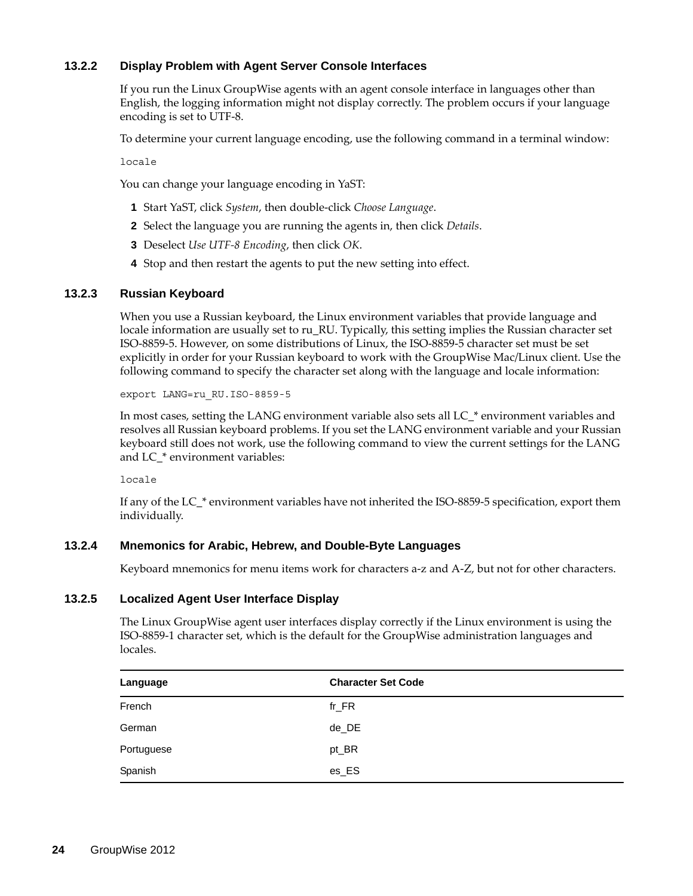### 13.2.2 Display Problem with Agent Server Console Interfaces

If you run the Linux GroupWise agents with an agent console interface in languages other than English, the logging information might not display correctly. The problem occurs if your language encoding is set to UTF-8.

To determine your current language encoding, use the following command in a terminal window:

```
locale
```

You can change your language encoding in YaST:

1. Start YaST, click *System*, then double-click *Choose Language*.
2. Select the language you are running the agents in, then click *Details*.
3. Deselect *Use UTF-8 Encoding*, then click *OK*.
4. Stop and then restart the agents to put the new setting into effect.

### 13.2.3 Russian Keyboard

When you use a Russian keyboard, the Linux environment variables that provide language and locale information are usually set to ru_RU. Typically, this setting implies the Russian character set ISO-8859-5. However, on some distributions of Linux, the ISO-8859-5 character set must be set explicitly in order for your Russian keyboard to work with the GroupWise Mac/Linux client. Use the following command to specify the character set along with the language and locale information:

```
export LANG=ru_RU.ISO-8859-5
```

In most cases, setting the LANG environment variable also sets all LC_* environment variables and resolves all Russian keyboard problems. If you set the LANG environment variable and your Russian keyboard still does not work, use the following command to view the current settings for the LANG and LC_* environment variables:

```
locale
```

If any of the LC_* environment variables have not inherited the ISO-8859-5 specification, export them individually.

### 13.2.4 Mnemonics for Arabic, Hebrew, and Double-Byte Languages

Keyboard mnemonics for menu items work for characters a-z and A-Z, but not for other characters.

### 13.2.5 Localized Agent User Interface Display

The Linux GroupWise agent user interfaces display correctly if the Linux environment is using the ISO-8859-1 character set, which is the default for the GroupWise administration languages and locales.

| Language | Character Set Code |
|---|---|
| French | fr_FR |
| German | de_DE |
| Portuguese | pt_BR |
| Spanish | es_ES |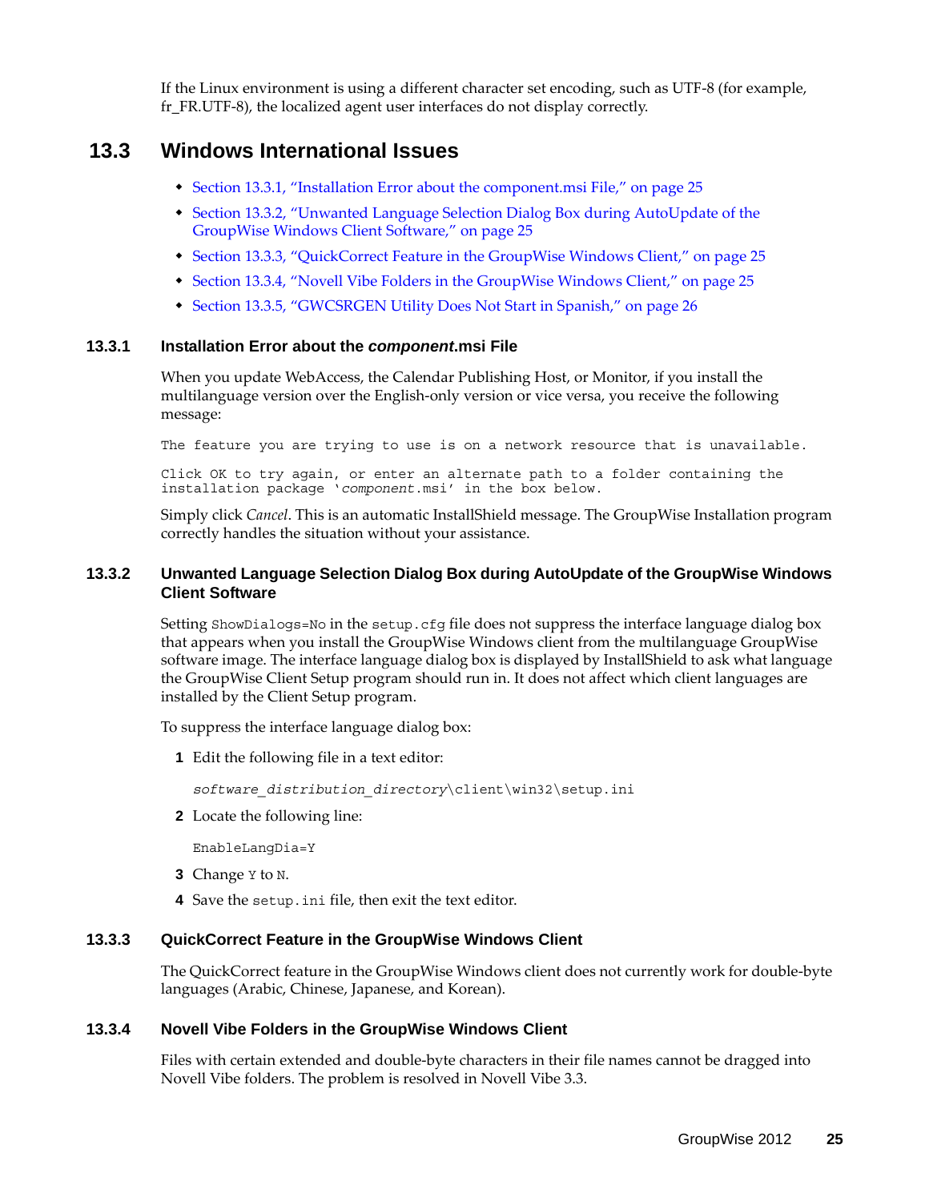If the Linux environment is using a different character set encoding, such as UTF-8 (for example, fr_FR.UTF-8), the localized agent user interfaces do not display correctly.

## 13.3 Windows International Issues

- Section 13.3.1, "Installation Error about the component.msi File," on page 25
- Section 13.3.2, "Unwanted Language Selection Dialog Box during AutoUpdate of the GroupWise Windows Client Software," on page 25
- Section 13.3.3, "QuickCorrect Feature in the GroupWise Windows Client," on page 25
- Section 13.3.4, "Novell Vibe Folders in the GroupWise Windows Client," on page 25
- Section 13.3.5, "GWCSRGEN Utility Does Not Start in Spanish," on page 26

### 13.3.1 Installation Error about the *component*.msi File

When you update WebAccess, the Calendar Publishing Host, or Monitor, if you install the multilanguage version over the English-only version or vice versa, you receive the following message:

```
The feature you are trying to use is on a network resource that is unavailable.

Click OK to try again, or enter an alternate path to a folder containing the
installation package 'component.msi' in the box below.
```

Simply click *Cancel*. This is an automatic InstallShield message. The GroupWise Installation program correctly handles the situation without your assistance.

### 13.3.2 Unwanted Language Selection Dialog Box during AutoUpdate of the GroupWise Windows Client Software

Setting `ShowDialogs=No` in the `setup.cfg` file does not suppress the interface language dialog box that appears when you install the GroupWise Windows client from the multilanguage GroupWise software image. The interface language dialog box is displayed by InstallShield to ask what language the GroupWise Client Setup program should run in. It does not affect which client languages are installed by the Client Setup program.

To suppress the interface language dialog box:

1. Edit the following file in a text editor:

   ```
   software_distribution_directory\client\win32\setup.ini
   ```

2. Locate the following line:

   ```
   EnableLangDia=Y
   ```

3. Change `Y` to `N`.
4. Save the `setup.ini` file, then exit the text editor.

### 13.3.3 QuickCorrect Feature in the GroupWise Windows Client

The QuickCorrect feature in the GroupWise Windows client does not currently work for double-byte languages (Arabic, Chinese, Japanese, and Korean).

### 13.3.4 Novell Vibe Folders in the GroupWise Windows Client

Files with certain extended and double-byte characters in their file names cannot be dragged into Novell Vibe folders. The problem is resolved in Novell Vibe 3.3.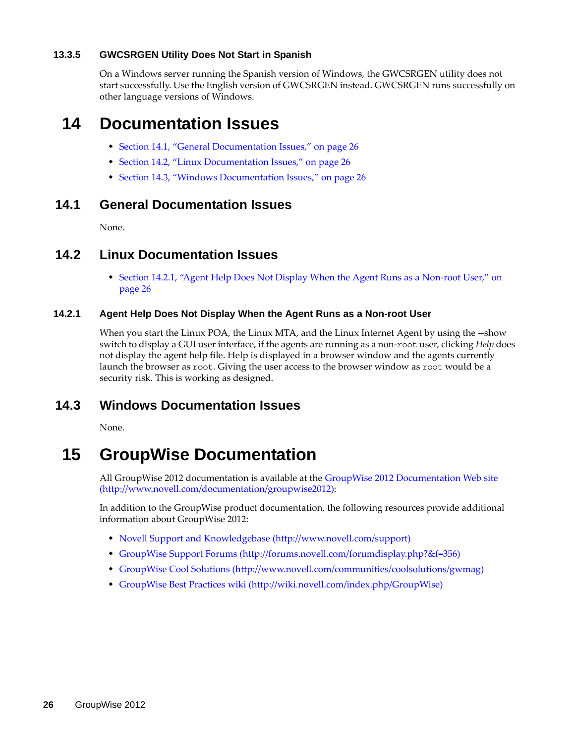#### 13.3.5 GWCSRGEN Utility Does Not Start in Spanish

On a Windows server running the Spanish version of Windows, the GWCSRGEN utility does not start successfully. Use the English version of GWCSRGEN instead. GWCSRGEN runs successfully on other language versions of Windows.

# 14 Documentation Issues

- Section 14.1, "General Documentation Issues," on page 26
- Section 14.2, "Linux Documentation Issues," on page 26
- Section 14.3, "Windows Documentation Issues," on page 26

## 14.1 General Documentation Issues

None.

## 14.2 Linux Documentation Issues

- Section 14.2.1, "Agent Help Does Not Display When the Agent Runs as a Non-root User," on page 26

### 14.2.1 Agent Help Does Not Display When the Agent Runs as a Non-root User

When you start the Linux POA, the Linux MTA, and the Linux Internet Agent by using the --show switch to display a GUI user interface, if the agents are running as a non-`root` user, clicking *Help* does not display the agent help file. Help is displayed in a browser window and the agents currently launch the browser as `root`. Giving the user access to the browser window as `root` would be a security risk. This is working as designed.

## 14.3 Windows Documentation Issues

None.

# 15 GroupWise Documentation

All GroupWise 2012 documentation is available at the GroupWise 2012 Documentation Web site (http://www.novell.com/documentation/groupwise2012):

In addition to the GroupWise product documentation, the following resources provide additional information about GroupWise 2012:

- Novell Support and Knowledgebase (http://www.novell.com/support)
- GroupWise Support Forums (http://forums.novell.com/forumdisplay.php?&f=356)
- GroupWise Cool Solutions (http://www.novell.com/communities/coolsolutions/gwmag)
- GroupWise Best Practices wiki (http://wiki.novell.com/index.php/GroupWise)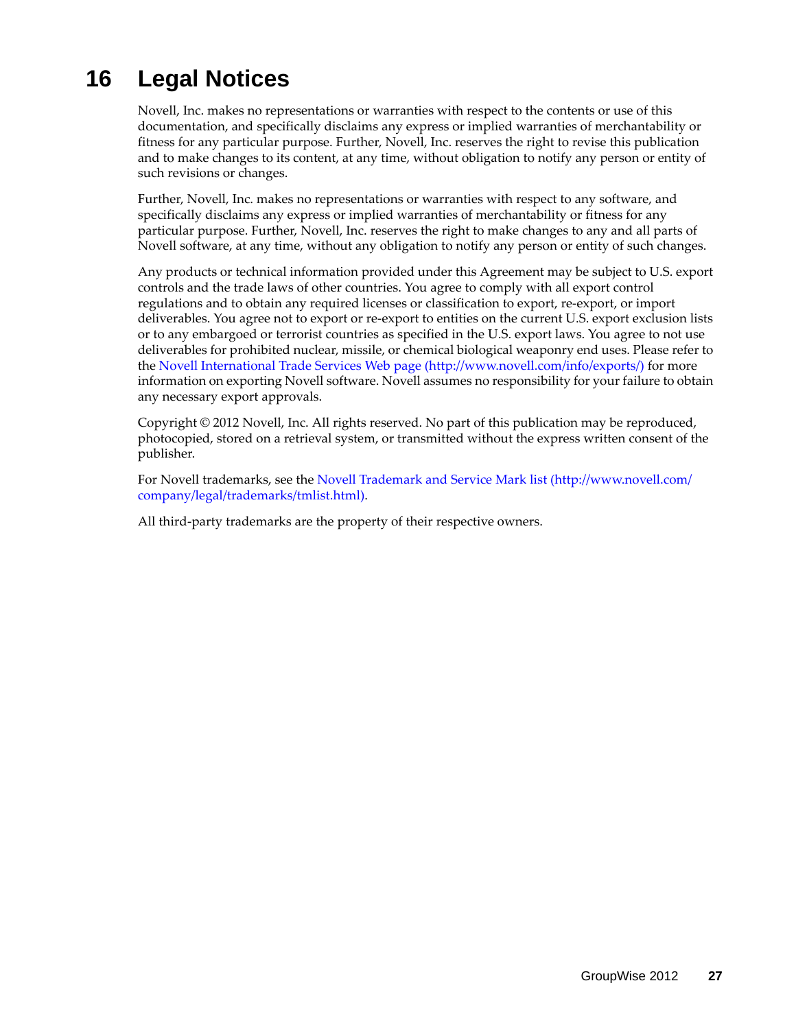# 16 Legal Notices

Novell, Inc. makes no representations or warranties with respect to the contents or use of this documentation, and specifically disclaims any express or implied warranties of merchantability or fitness for any particular purpose. Further, Novell, Inc. reserves the right to revise this publication and to make changes to its content, at any time, without obligation to notify any person or entity of such revisions or changes.

Further, Novell, Inc. makes no representations or warranties with respect to any software, and specifically disclaims any express or implied warranties of merchantability or fitness for any particular purpose. Further, Novell, Inc. reserves the right to make changes to any and all parts of Novell software, at any time, without any obligation to notify any person or entity of such changes.

Any products or technical information provided under this Agreement may be subject to U.S. export controls and the trade laws of other countries. You agree to comply with all export control regulations and to obtain any required licenses or classification to export, re-export, or import deliverables. You agree not to export or re-export to entities on the current U.S. export exclusion lists or to any embargoed or terrorist countries as specified in the U.S. export laws. You agree to not use deliverables for prohibited nuclear, missile, or chemical biological weaponry end uses. Please refer to the Novell International Trade Services Web page (http://www.novell.com/info/exports/) for more information on exporting Novell software. Novell assumes no responsibility for your failure to obtain any necessary export approvals.

Copyright © 2012 Novell, Inc. All rights reserved. No part of this publication may be reproduced, photocopied, stored on a retrieval system, or transmitted without the express written consent of the publisher.

For Novell trademarks, see the Novell Trademark and Service Mark list (http://www.novell.com/company/legal/trademarks/tmlist.html).

All third-party trademarks are the property of their respective owners.